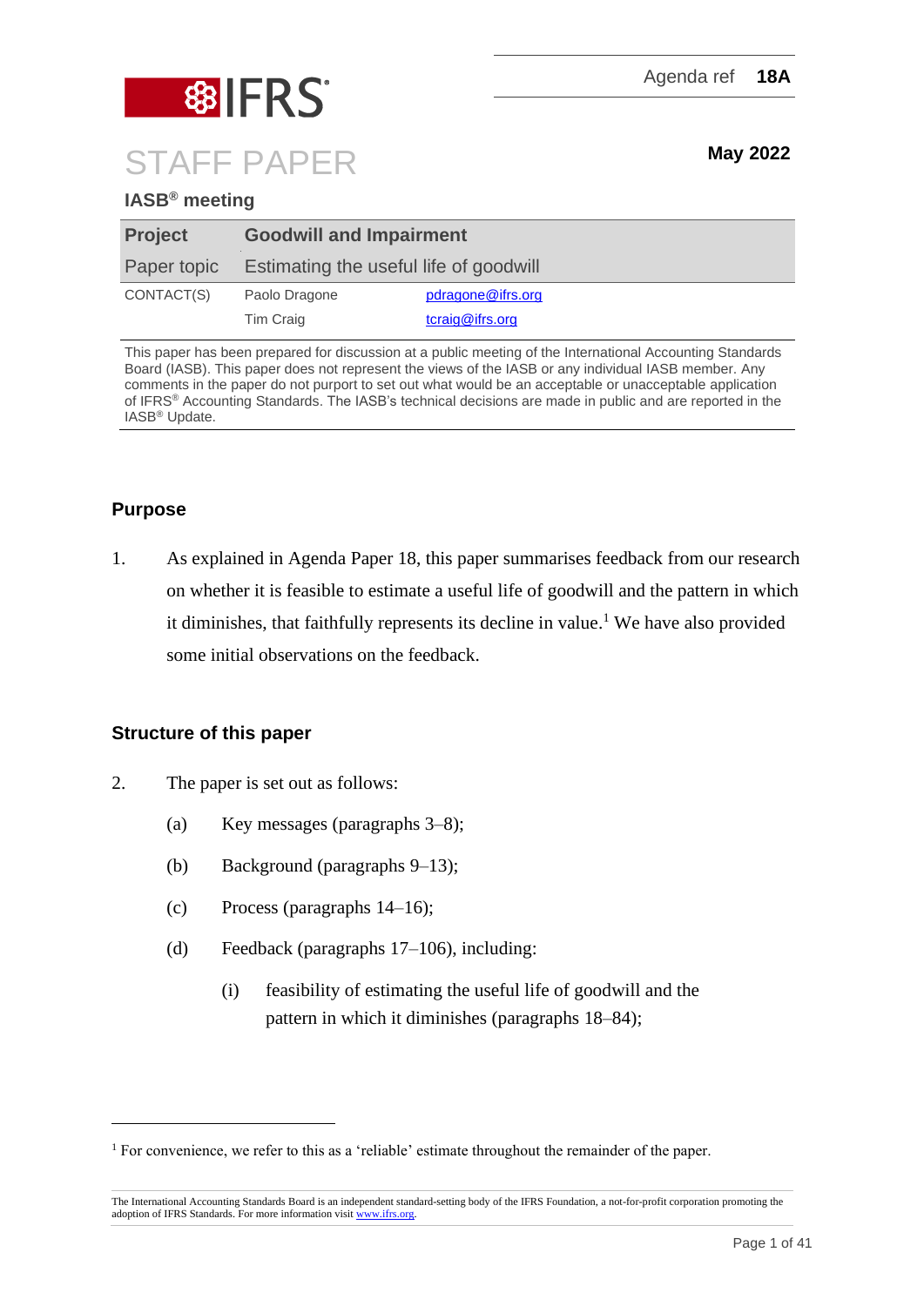Agenda ref **18A**

# STAFF PAPER

**May 2022**

**IASB® meeting**

| | | |
|---|---|---|
| **Project** | **Goodwill and Impairment** | |
| Paper topic | Estimating the useful life of goodwill | |
| CONTACT(S) | Paolo Dragone | pdragone@ifrs.org |
| | Tim Craig | tcraig@ifrs.org |

This paper has been prepared for discussion at a public meeting of the International Accounting Standards Board (IASB). This paper does not represent the views of the IASB or any individual IASB member. Any comments in the paper do not purport to set out what would be an acceptable or unacceptable application of IFRS® Accounting Standards. The IASB's technical decisions are made in public and are reported in the IASB® Update.

## Purpose

1. As explained in Agenda Paper 18, this paper summarises feedback from our research on whether it is feasible to estimate a useful life of goodwill and the pattern in which it diminishes, that faithfully represents its decline in value.[1] We have also provided some initial observations on the feedback.

## Structure of this paper

2. The paper is set out as follows:
   - (a) Key messages (paragraphs 3–8);
   - (b) Background (paragraphs 9–13);
   - (c) Process (paragraphs 14–16);
   - (d) Feedback (paragraphs 17–106), including:
     - (i) feasibility of estimating the useful life of goodwill and the pattern in which it diminishes (paragraphs 18–84);

[1] For convenience, we refer to this as a 'reliable' estimate throughout the remainder of the paper.

The International Accounting Standards Board is an independent standard-setting body of the IFRS Foundation, a not-for-profit corporation promoting the adoption of IFRS Standards. For more information visit www.ifrs.org.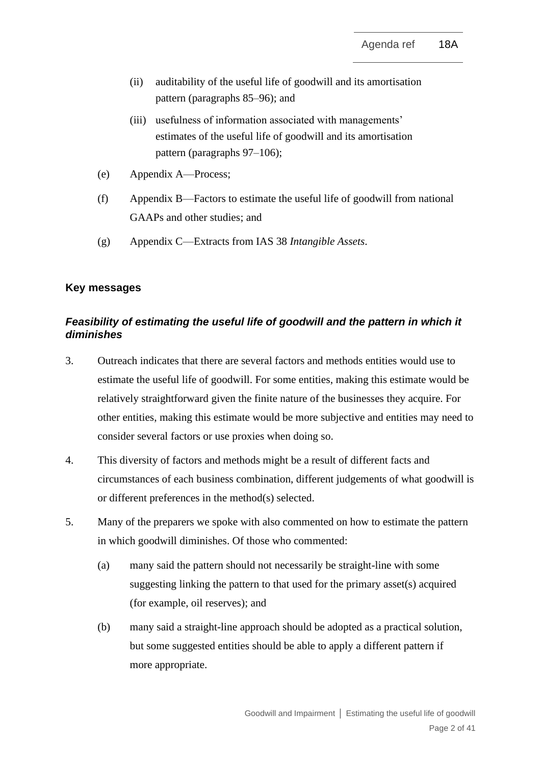(ii) auditability of the useful life of goodwill and its amortisation pattern (paragraphs 85–96); and

(iii) usefulness of information associated with managements' estimates of the useful life of goodwill and its amortisation pattern (paragraphs 97–106);

(e) Appendix A—Process;

(f) Appendix B—Factors to estimate the useful life of goodwill from national GAAPs and other studies; and

(g) Appendix C—Extracts from IAS 38 *Intangible Assets*.

## Key messages

### *Feasibility of estimating the useful life of goodwill and the pattern in which it diminishes*

3. Outreach indicates that there are several factors and methods entities would use to estimate the useful life of goodwill. For some entities, making this estimate would be relatively straightforward given the finite nature of the businesses they acquire. For other entities, making this estimate would be more subjective and entities may need to consider several factors or use proxies when doing so.

4. This diversity of factors and methods might be a result of different facts and circumstances of each business combination, different judgements of what goodwill is or different preferences in the method(s) selected.

5. Many of the preparers we spoke with also commented on how to estimate the pattern in which goodwill diminishes. Of those who commented:

   (a) many said the pattern should not necessarily be straight-line with some suggesting linking the pattern to that used for the primary asset(s) acquired (for example, oil reserves); and

   (b) many said a straight-line approach should be adopted as a practical solution, but some suggested entities should be able to apply a different pattern if more appropriate.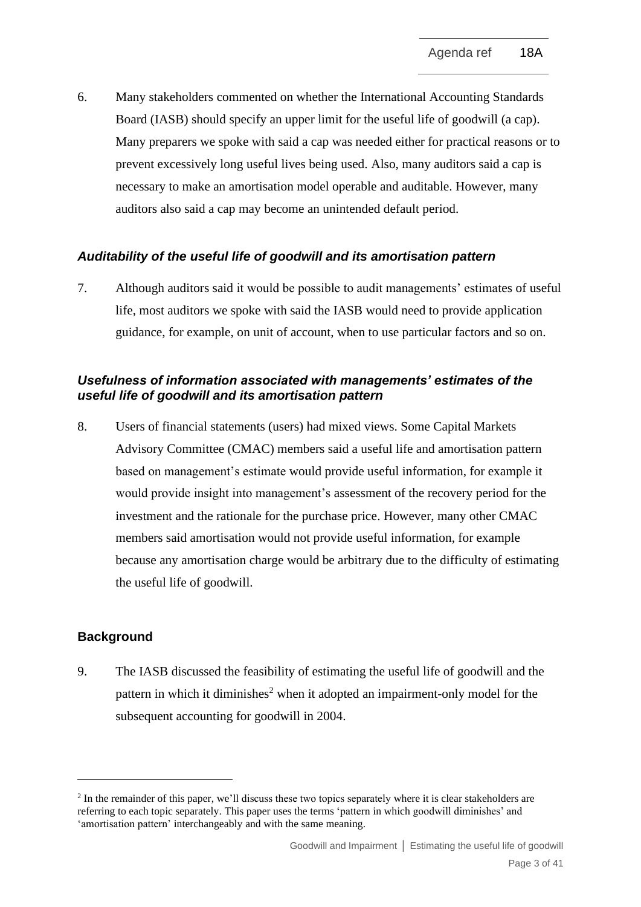6. Many stakeholders commented on whether the International Accounting Standards Board (IASB) should specify an upper limit for the useful life of goodwill (a cap). Many preparers we spoke with said a cap was needed either for practical reasons or to prevent excessively long useful lives being used. Also, many auditors said a cap is necessary to make an amortisation model operable and auditable. However, many auditors also said a cap may become an unintended default period.

### *Auditability of the useful life of goodwill and its amortisation pattern*

7. Although auditors said it would be possible to audit managements' estimates of useful life, most auditors we spoke with said the IASB would need to provide application guidance, for example, on unit of account, when to use particular factors and so on.

### *Usefulness of information associated with managements' estimates of the useful life of goodwill and its amortisation pattern*

8. Users of financial statements (users) had mixed views. Some Capital Markets Advisory Committee (CMAC) members said a useful life and amortisation pattern based on management's estimate would provide useful information, for example it would provide insight into management's assessment of the recovery period for the investment and the rationale for the purchase price. However, many other CMAC members said amortisation would not provide useful information, for example because any amortisation charge would be arbitrary due to the difficulty of estimating the useful life of goodwill.

## Background

9. The IASB discussed the feasibility of estimating the useful life of goodwill and the pattern in which it diminishes[2] when it adopted an impairment-only model for the subsequent accounting for goodwill in 2004.

---

[2] In the remainder of this paper, we'll discuss these two topics separately where it is clear stakeholders are referring to each topic separately. This paper uses the terms 'pattern in which goodwill diminishes' and 'amortisation pattern' interchangeably and with the same meaning.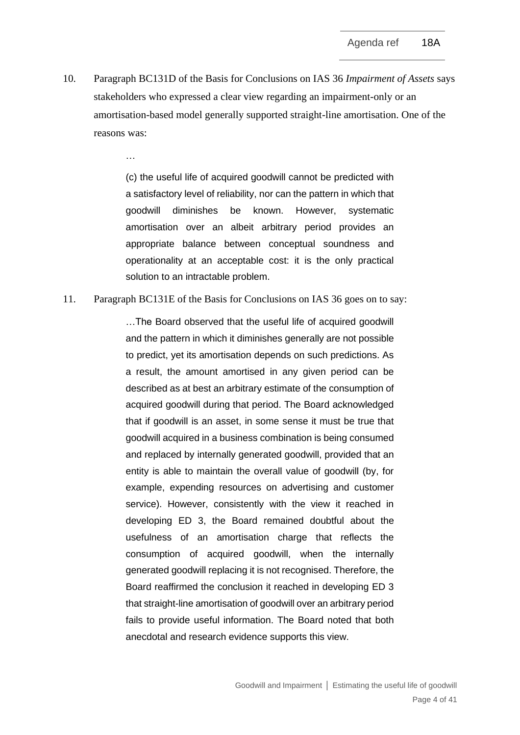10. Paragraph BC131D of the Basis for Conclusions on IAS 36 *Impairment of Assets* says stakeholders who expressed a clear view regarding an impairment-only or an amortisation-based model generally supported straight-line amortisation. One of the reasons was:

> …
>
> (c) the useful life of acquired goodwill cannot be predicted with a satisfactory level of reliability, nor can the pattern in which that goodwill diminishes be known. However, systematic amortisation over an albeit arbitrary period provides an appropriate balance between conceptual soundness and operationality at an acceptable cost: it is the only practical solution to an intractable problem.

11. Paragraph BC131E of the Basis for Conclusions on IAS 36 goes on to say:

> …The Board observed that the useful life of acquired goodwill and the pattern in which it diminishes generally are not possible to predict, yet its amortisation depends on such predictions. As a result, the amount amortised in any given period can be described as at best an arbitrary estimate of the consumption of acquired goodwill during that period. The Board acknowledged that if goodwill is an asset, in some sense it must be true that goodwill acquired in a business combination is being consumed and replaced by internally generated goodwill, provided that an entity is able to maintain the overall value of goodwill (by, for example, expending resources on advertising and customer service). However, consistently with the view it reached in developing ED 3, the Board remained doubtful about the usefulness of an amortisation charge that reflects the consumption of acquired goodwill, when the internally generated goodwill replacing it is not recognised. Therefore, the Board reaffirmed the conclusion it reached in developing ED 3 that straight-line amortisation of goodwill over an arbitrary period fails to provide useful information. The Board noted that both anecdotal and research evidence supports this view.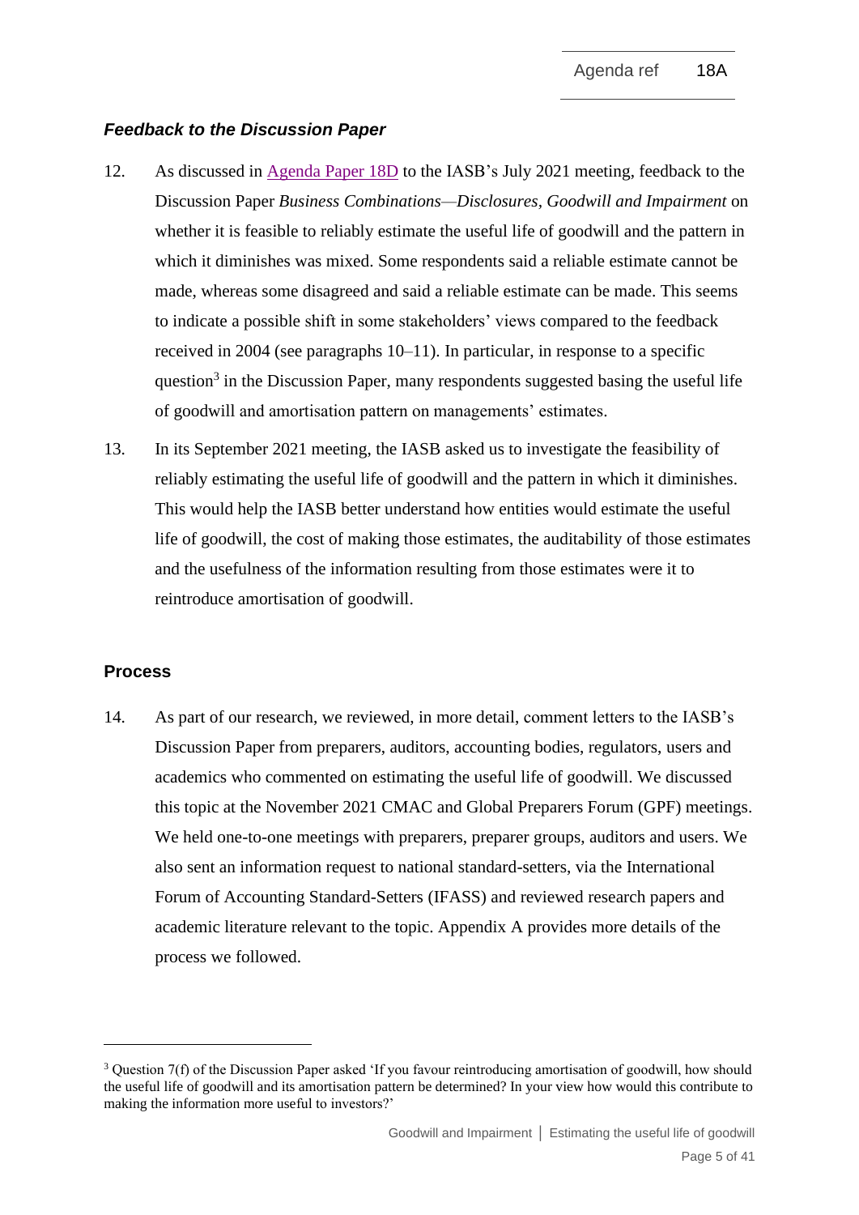### *Feedback to the Discussion Paper*

12. As discussed in Agenda Paper 18D to the IASB's July 2021 meeting, feedback to the Discussion Paper *Business Combinations—Disclosures, Goodwill and Impairment* on whether it is feasible to reliably estimate the useful life of goodwill and the pattern in which it diminishes was mixed. Some respondents said a reliable estimate cannot be made, whereas some disagreed and said a reliable estimate can be made. This seems to indicate a possible shift in some stakeholders' views compared to the feedback received in 2004 (see paragraphs 10–11). In particular, in response to a specific question[3] in the Discussion Paper, many respondents suggested basing the useful life of goodwill and amortisation pattern on managements' estimates.

13. In its September 2021 meeting, the IASB asked us to investigate the feasibility of reliably estimating the useful life of goodwill and the pattern in which it diminishes. This would help the IASB better understand how entities would estimate the useful life of goodwill, the cost of making those estimates, the auditability of those estimates and the usefulness of the information resulting from those estimates were it to reintroduce amortisation of goodwill.

## Process

14. As part of our research, we reviewed, in more detail, comment letters to the IASB's Discussion Paper from preparers, auditors, accounting bodies, regulators, users and academics who commented on estimating the useful life of goodwill. We discussed this topic at the November 2021 CMAC and Global Preparers Forum (GPF) meetings. We held one-to-one meetings with preparers, preparer groups, auditors and users. We also sent an information request to national standard-setters, via the International Forum of Accounting Standard-Setters (IFASS) and reviewed research papers and academic literature relevant to the topic. Appendix A provides more details of the process we followed.

---

[3] Question 7(f) of the Discussion Paper asked 'If you favour reintroducing amortisation of goodwill, how should the useful life of goodwill and its amortisation pattern be determined? In your view how would this contribute to making the information more useful to investors?'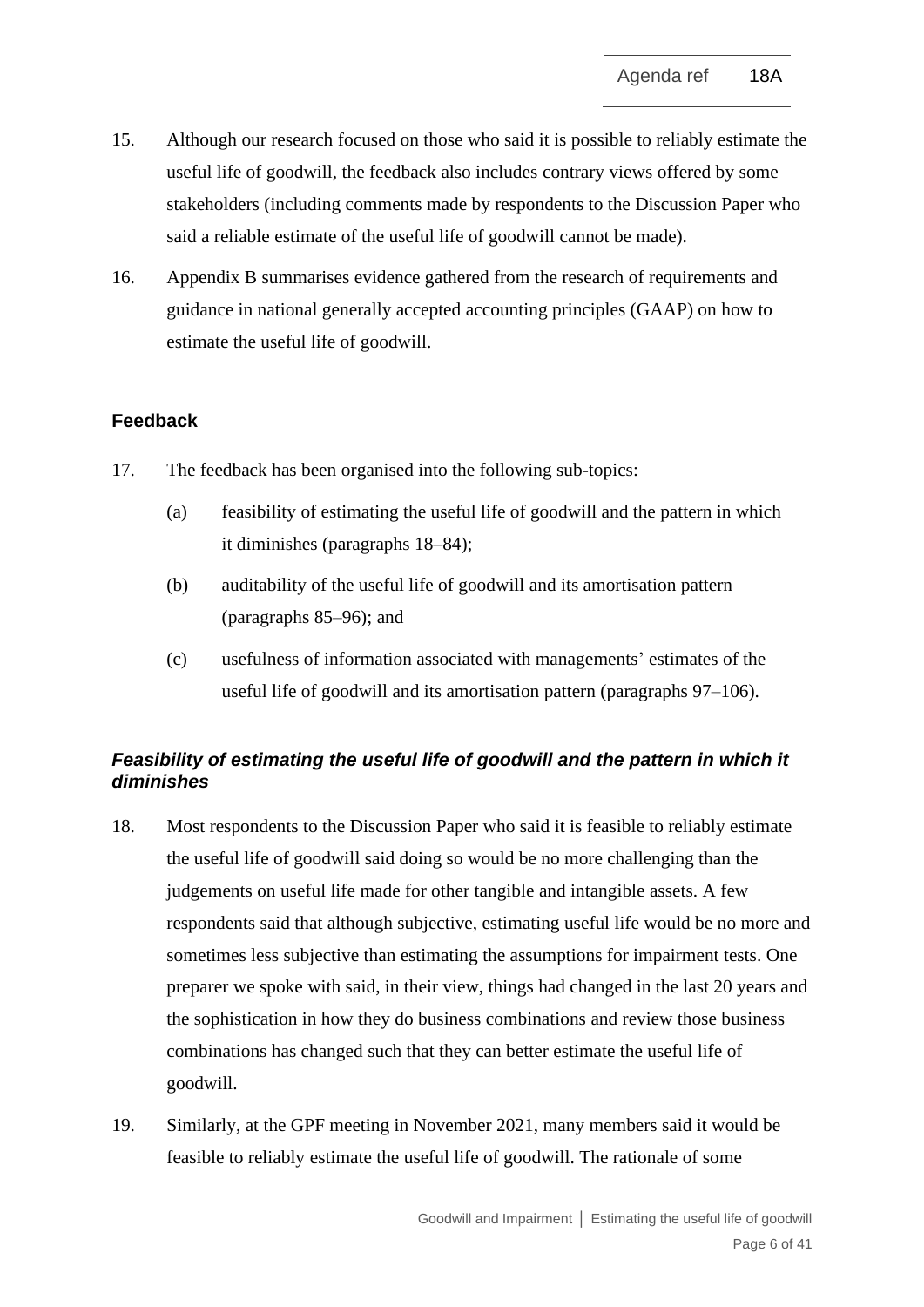15. Although our research focused on those who said it is possible to reliably estimate the useful life of goodwill, the feedback also includes contrary views offered by some stakeholders (including comments made by respondents to the Discussion Paper who said a reliable estimate of the useful life of goodwill cannot be made).

16. Appendix B summarises evidence gathered from the research of requirements and guidance in national generally accepted accounting principles (GAAP) on how to estimate the useful life of goodwill.

## Feedback

17. The feedback has been organised into the following sub-topics:

    (a) feasibility of estimating the useful life of goodwill and the pattern in which it diminishes (paragraphs 18–84);

    (b) auditability of the useful life of goodwill and its amortisation pattern (paragraphs 85–96); and

    (c) usefulness of information associated with managements' estimates of the useful life of goodwill and its amortisation pattern (paragraphs 97–106).

### *Feasibility of estimating the useful life of goodwill and the pattern in which it diminishes*

18. Most respondents to the Discussion Paper who said it is feasible to reliably estimate the useful life of goodwill said doing so would be no more challenging than the judgements on useful life made for other tangible and intangible assets. A few respondents said that although subjective, estimating useful life would be no more and sometimes less subjective than estimating the assumptions for impairment tests. One preparer we spoke with said, in their view, things had changed in the last 20 years and the sophistication in how they do business combinations and review those business combinations has changed such that they can better estimate the useful life of goodwill.

19. Similarly, at the GPF meeting in November 2021, many members said it would be feasible to reliably estimate the useful life of goodwill. The rationale of some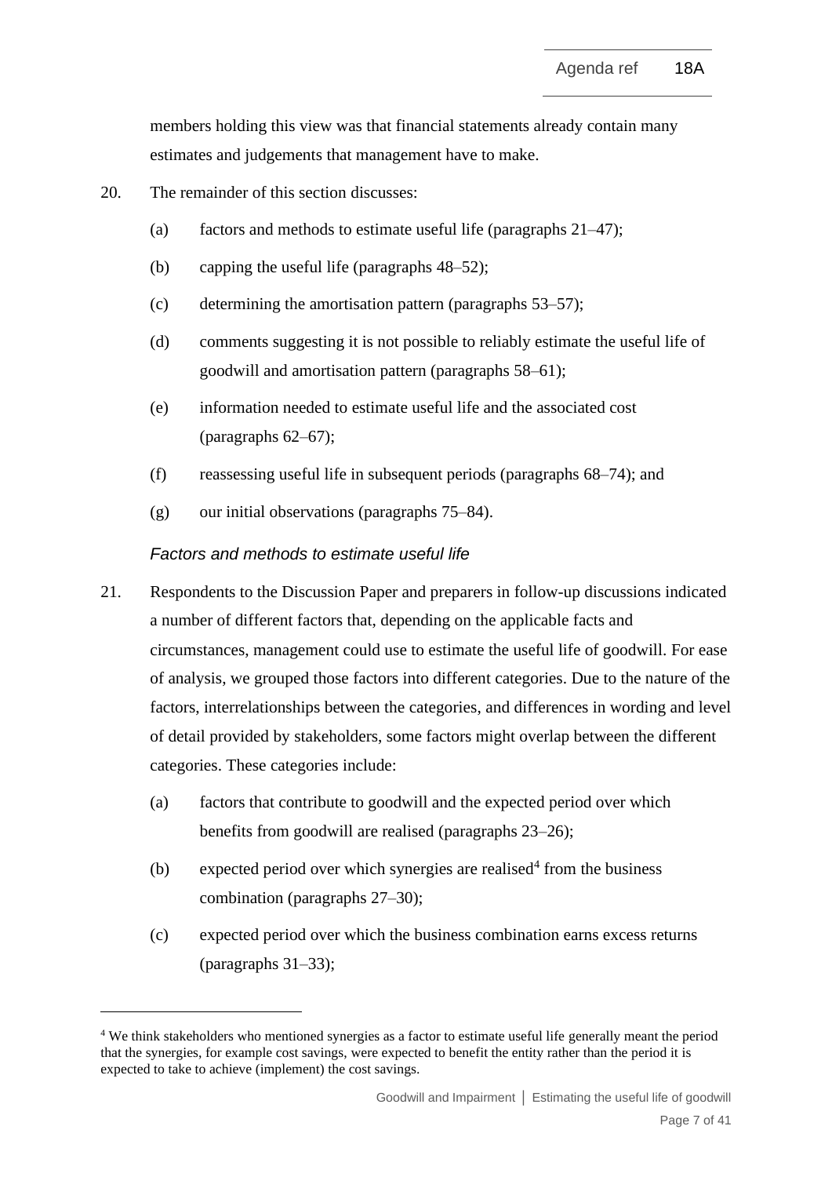members holding this view was that financial statements already contain many estimates and judgements that management have to make.

20. The remainder of this section discusses:

(a) factors and methods to estimate useful life (paragraphs 21–47);

(b) capping the useful life (paragraphs 48–52);

(c) determining the amortisation pattern (paragraphs 53–57);

(d) comments suggesting it is not possible to reliably estimate the useful life of goodwill and amortisation pattern (paragraphs 58–61);

(e) information needed to estimate useful life and the associated cost (paragraphs 62–67);

(f) reassessing useful life in subsequent periods (paragraphs 68–74); and

(g) our initial observations (paragraphs 75–84).

*Factors and methods to estimate useful life*

21. Respondents to the Discussion Paper and preparers in follow-up discussions indicated a number of different factors that, depending on the applicable facts and circumstances, management could use to estimate the useful life of goodwill. For ease of analysis, we grouped those factors into different categories. Due to the nature of the factors, interrelationships between the categories, and differences in wording and level of detail provided by stakeholders, some factors might overlap between the different categories. These categories include:

(a) factors that contribute to goodwill and the expected period over which benefits from goodwill are realised (paragraphs 23–26);

(b) expected period over which synergies are realised[4] from the business combination (paragraphs 27–30);

(c) expected period over which the business combination earns excess returns (paragraphs 31–33);

[4] We think stakeholders who mentioned synergies as a factor to estimate useful life generally meant the period that the synergies, for example cost savings, were expected to benefit the entity rather than the period it is expected to take to achieve (implement) the cost savings.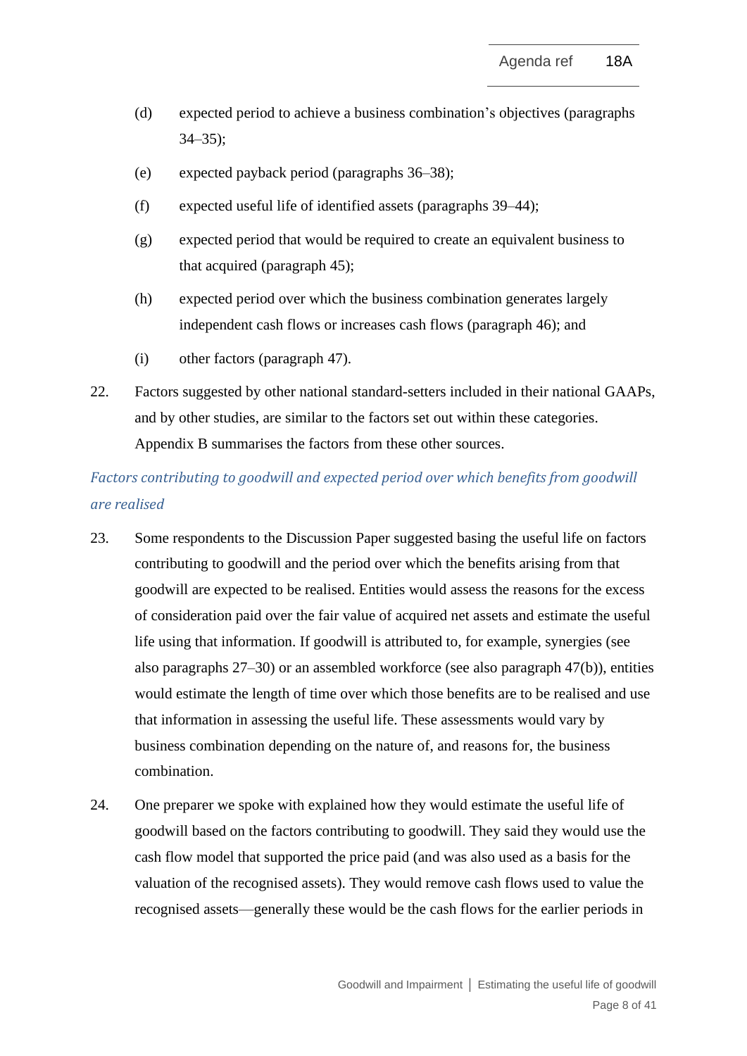(d) expected period to achieve a business combination's objectives (paragraphs 34–35);

(e) expected payback period (paragraphs 36–38);

(f) expected useful life of identified assets (paragraphs 39–44);

(g) expected period that would be required to create an equivalent business to that acquired (paragraph 45);

(h) expected period over which the business combination generates largely independent cash flows or increases cash flows (paragraph 46); and

(i) other factors (paragraph 47).

22. Factors suggested by other national standard-setters included in their national GAAPs, and by other studies, are similar to the factors set out within these categories. Appendix B summarises the factors from these other sources.

### *Factors contributing to goodwill and expected period over which benefits from goodwill are realised*

23. Some respondents to the Discussion Paper suggested basing the useful life on factors contributing to goodwill and the period over which the benefits arising from that goodwill are expected to be realised. Entities would assess the reasons for the excess of consideration paid over the fair value of acquired net assets and estimate the useful life using that information. If goodwill is attributed to, for example, synergies (see also paragraphs 27–30) or an assembled workforce (see also paragraph 47(b)), entities would estimate the length of time over which those benefits are to be realised and use that information in assessing the useful life. These assessments would vary by business combination depending on the nature of, and reasons for, the business combination.

24. One preparer we spoke with explained how they would estimate the useful life of goodwill based on the factors contributing to goodwill. They said they would use the cash flow model that supported the price paid (and was also used as a basis for the valuation of the recognised assets). They would remove cash flows used to value the recognised assets—generally these would be the cash flows for the earlier periods in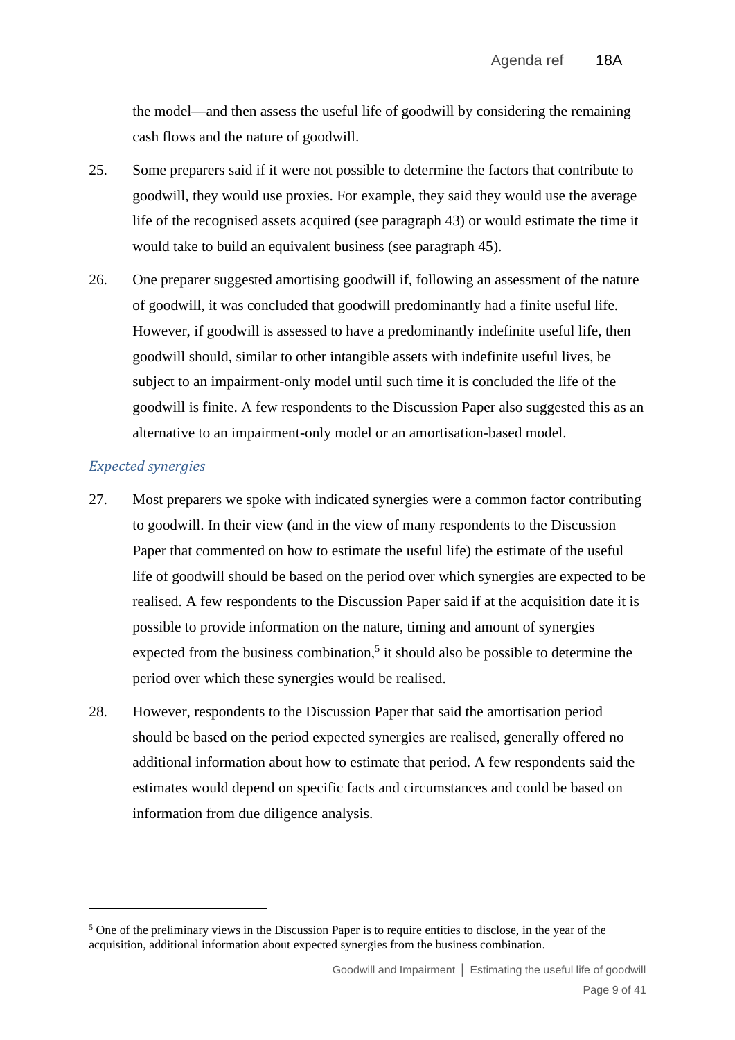the model—and then assess the useful life of goodwill by considering the remaining cash flows and the nature of goodwill.

25. Some preparers said if it were not possible to determine the factors that contribute to goodwill, they would use proxies. For example, they said they would use the average life of the recognised assets acquired (see paragraph 43) or would estimate the time it would take to build an equivalent business (see paragraph 45).

26. One preparer suggested amortising goodwill if, following an assessment of the nature of goodwill, it was concluded that goodwill predominantly had a finite useful life. However, if goodwill is assessed to have a predominantly indefinite useful life, then goodwill should, similar to other intangible assets with indefinite useful lives, be subject to an impairment-only model until such time it is concluded the life of the goodwill is finite. A few respondents to the Discussion Paper also suggested this as an alternative to an impairment-only model or an amortisation-based model.

*Expected synergies*

27. Most preparers we spoke with indicated synergies were a common factor contributing to goodwill. In their view (and in the view of many respondents to the Discussion Paper that commented on how to estimate the useful life) the estimate of the useful life of goodwill should be based on the period over which synergies are expected to be realised. A few respondents to the Discussion Paper said if at the acquisition date it is possible to provide information on the nature, timing and amount of synergies expected from the business combination,[5] it should also be possible to determine the period over which these synergies would be realised.

28. However, respondents to the Discussion Paper that said the amortisation period should be based on the period expected synergies are realised, generally offered no additional information about how to estimate that period. A few respondents said the estimates would depend on specific facts and circumstances and could be based on information from due diligence analysis.

---

[5] One of the preliminary views in the Discussion Paper is to require entities to disclose, in the year of the acquisition, additional information about expected synergies from the business combination.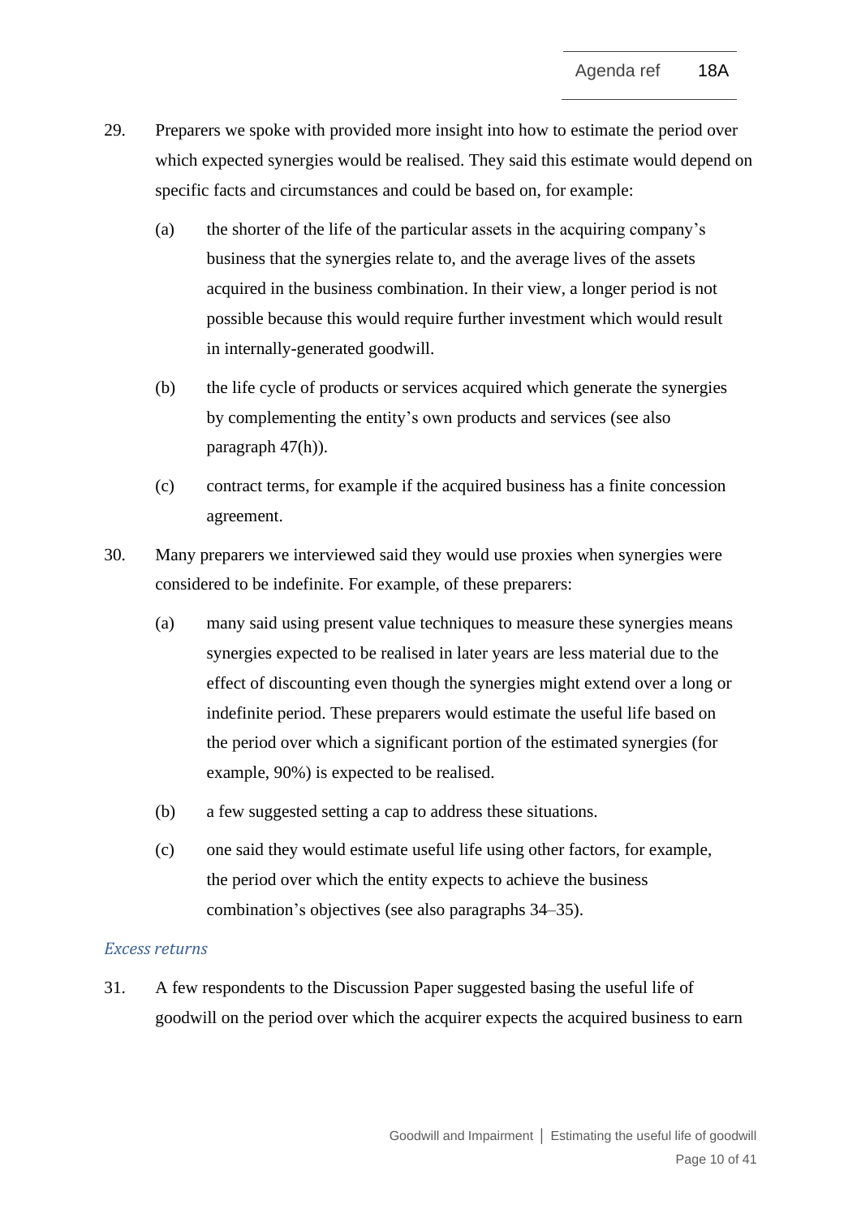29. Preparers we spoke with provided more insight into how to estimate the period over which expected synergies would be realised. They said this estimate would depend on specific facts and circumstances and could be based on, for example:

    (a) the shorter of the life of the particular assets in the acquiring company's business that the synergies relate to, and the average lives of the assets acquired in the business combination. In their view, a longer period is not possible because this would require further investment which would result in internally-generated goodwill.

    (b) the life cycle of products or services acquired which generate the synergies by complementing the entity's own products and services (see also paragraph 47(h)).

    (c) contract terms, for example if the acquired business has a finite concession agreement.

30. Many preparers we interviewed said they would use proxies when synergies were considered to be indefinite. For example, of these preparers:

    (a) many said using present value techniques to measure these synergies means synergies expected to be realised in later years are less material due to the effect of discounting even though the synergies might extend over a long or indefinite period. These preparers would estimate the useful life based on the period over which a significant portion of the estimated synergies (for example, 90%) is expected to be realised.

    (b) a few suggested setting a cap to address these situations.

    (c) one said they would estimate useful life using other factors, for example, the period over which the entity expects to achieve the business combination's objectives (see also paragraphs 34–35).

*Excess returns*

31. A few respondents to the Discussion Paper suggested basing the useful life of goodwill on the period over which the acquirer expects the acquired business to earn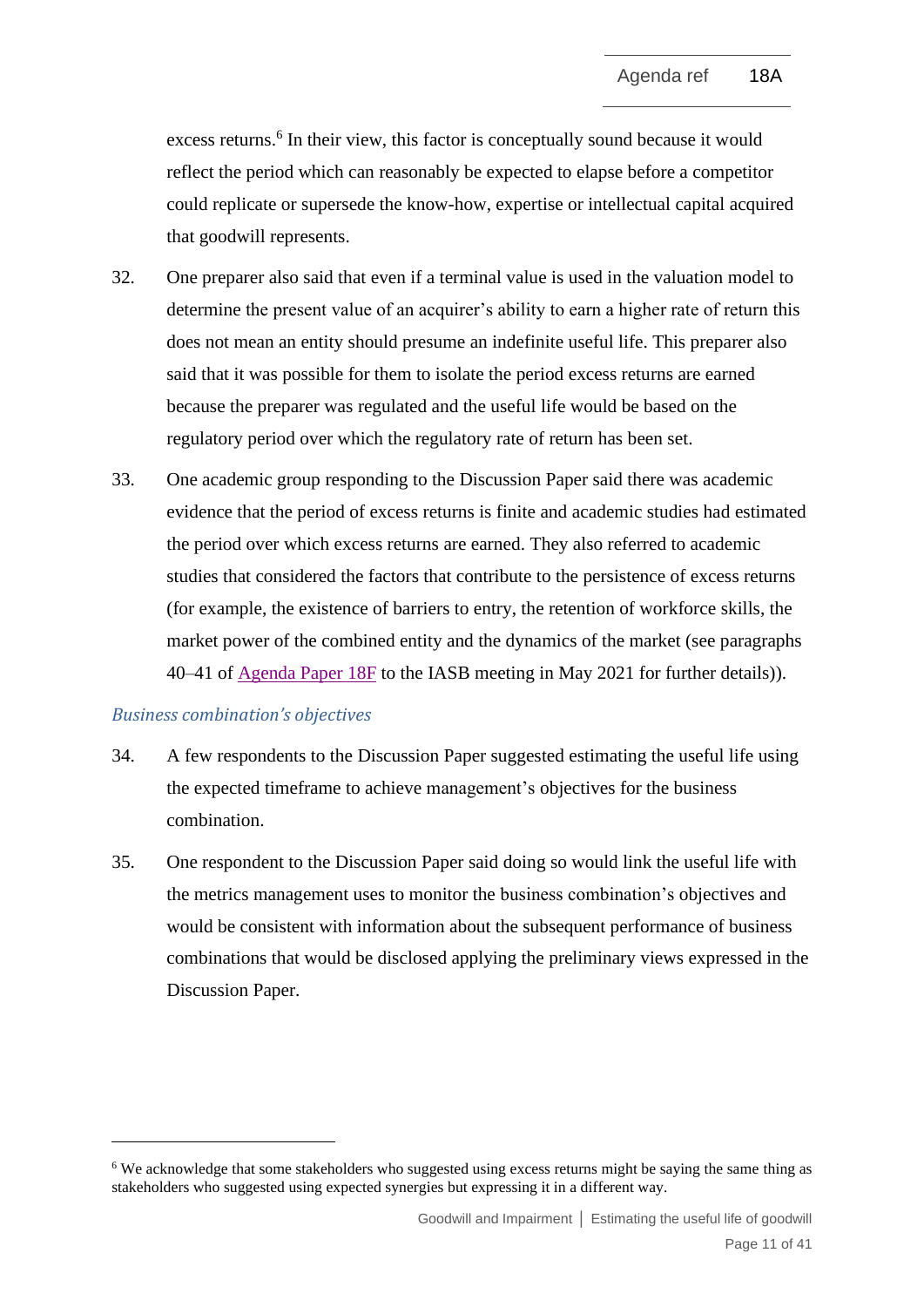excess returns.[6] In their view, this factor is conceptually sound because it would reflect the period which can reasonably be expected to elapse before a competitor could replicate or supersede the know-how, expertise or intellectual capital acquired that goodwill represents.

32. One preparer also said that even if a terminal value is used in the valuation model to determine the present value of an acquirer's ability to earn a higher rate of return this does not mean an entity should presume an indefinite useful life. This preparer also said that it was possible for them to isolate the period excess returns are earned because the preparer was regulated and the useful life would be based on the regulatory period over which the regulatory rate of return has been set.

33. One academic group responding to the Discussion Paper said there was academic evidence that the period of excess returns is finite and academic studies had estimated the period over which excess returns are earned. They also referred to academic studies that considered the factors that contribute to the persistence of excess returns (for example, the existence of barriers to entry, the retention of workforce skills, the market power of the combined entity and the dynamics of the market (see paragraphs 40–41 of Agenda Paper 18F to the IASB meeting in May 2021 for further details)).

### *Business combination's objectives*

34. A few respondents to the Discussion Paper suggested estimating the useful life using the expected timeframe to achieve management's objectives for the business combination.

35. One respondent to the Discussion Paper said doing so would link the useful life with the metrics management uses to monitor the business combination's objectives and would be consistent with information about the subsequent performance of business combinations that would be disclosed applying the preliminary views expressed in the Discussion Paper.

---

[6] We acknowledge that some stakeholders who suggested using excess returns might be saying the same thing as stakeholders who suggested using expected synergies but expressing it in a different way.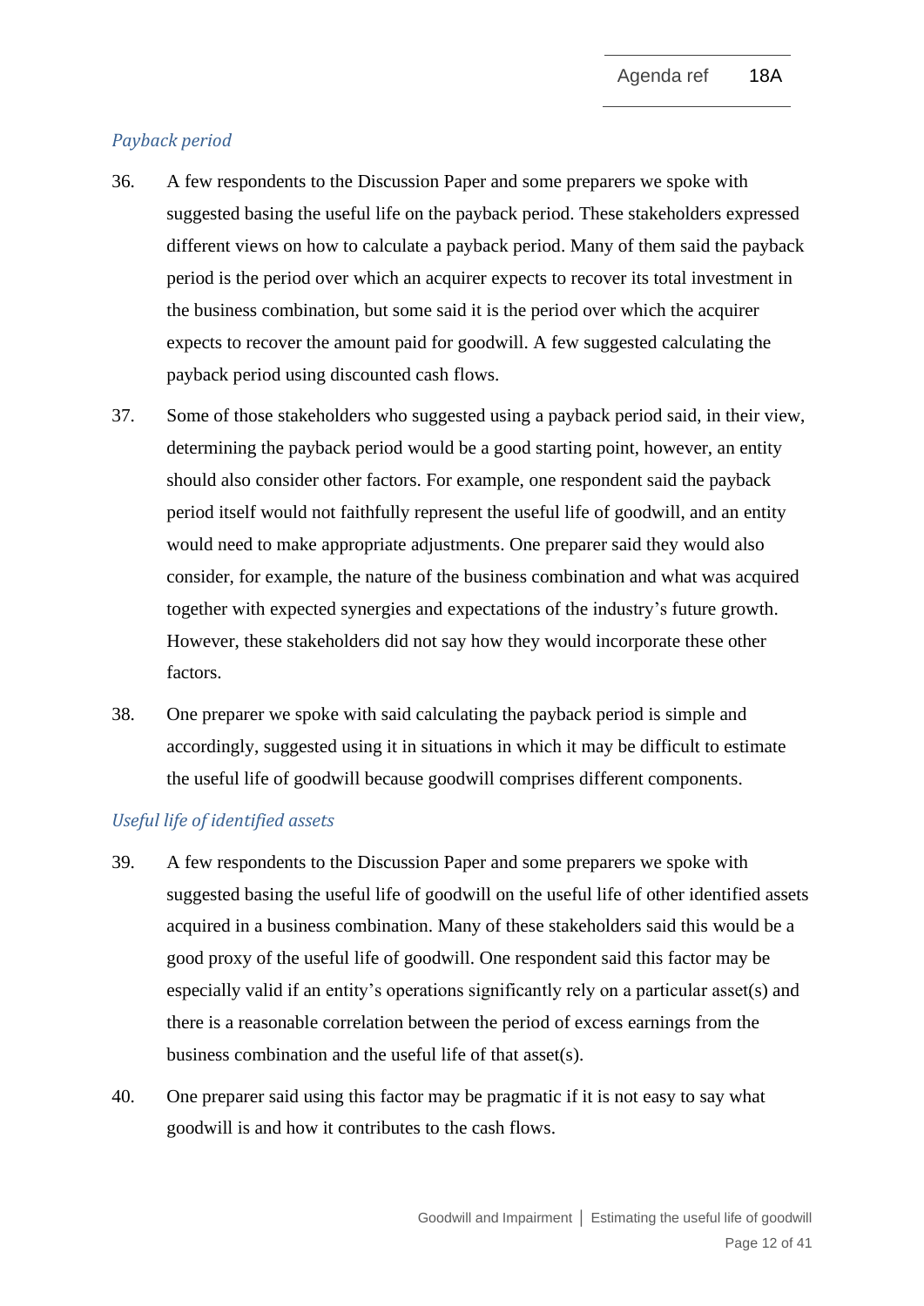*Payback period*

36. A few respondents to the Discussion Paper and some preparers we spoke with suggested basing the useful life on the payback period. These stakeholders expressed different views on how to calculate a payback period. Many of them said the payback period is the period over which an acquirer expects to recover its total investment in the business combination, but some said it is the period over which the acquirer expects to recover the amount paid for goodwill. A few suggested calculating the payback period using discounted cash flows.

37. Some of those stakeholders who suggested using a payback period said, in their view, determining the payback period would be a good starting point, however, an entity should also consider other factors. For example, one respondent said the payback period itself would not faithfully represent the useful life of goodwill, and an entity would need to make appropriate adjustments. One preparer said they would also consider, for example, the nature of the business combination and what was acquired together with expected synergies and expectations of the industry's future growth. However, these stakeholders did not say how they would incorporate these other factors.

38. One preparer we spoke with said calculating the payback period is simple and accordingly, suggested using it in situations in which it may be difficult to estimate the useful life of goodwill because goodwill comprises different components.

*Useful life of identified assets*

39. A few respondents to the Discussion Paper and some preparers we spoke with suggested basing the useful life of goodwill on the useful life of other identified assets acquired in a business combination. Many of these stakeholders said this would be a good proxy of the useful life of goodwill. One respondent said this factor may be especially valid if an entity's operations significantly rely on a particular asset(s) and there is a reasonable correlation between the period of excess earnings from the business combination and the useful life of that asset(s).

40. One preparer said using this factor may be pragmatic if it is not easy to say what goodwill is and how it contributes to the cash flows.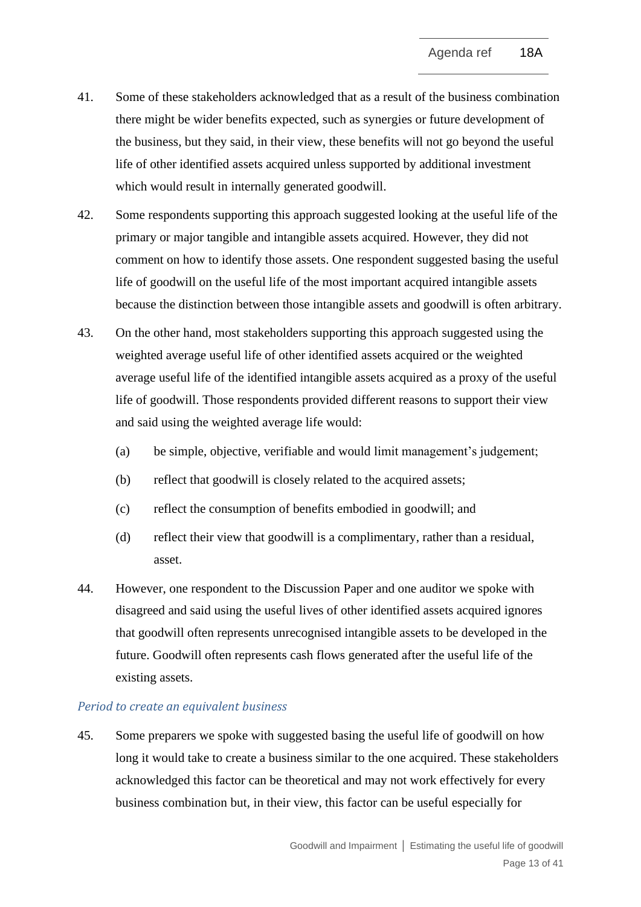41. Some of these stakeholders acknowledged that as a result of the business combination there might be wider benefits expected, such as synergies or future development of the business, but they said, in their view, these benefits will not go beyond the useful life of other identified assets acquired unless supported by additional investment which would result in internally generated goodwill.

42. Some respondents supporting this approach suggested looking at the useful life of the primary or major tangible and intangible assets acquired. However, they did not comment on how to identify those assets. One respondent suggested basing the useful life of goodwill on the useful life of the most important acquired intangible assets because the distinction between those intangible assets and goodwill is often arbitrary.

43. On the other hand, most stakeholders supporting this approach suggested using the weighted average useful life of other identified assets acquired or the weighted average useful life of the identified intangible assets acquired as a proxy of the useful life of goodwill. Those respondents provided different reasons to support their view and said using the weighted average life would:

    (a) be simple, objective, verifiable and would limit management's judgement;

    (b) reflect that goodwill is closely related to the acquired assets;

    (c) reflect the consumption of benefits embodied in goodwill; and

    (d) reflect their view that goodwill is a complimentary, rather than a residual, asset.

44. However, one respondent to the Discussion Paper and one auditor we spoke with disagreed and said using the useful lives of other identified assets acquired ignores that goodwill often represents unrecognised intangible assets to be developed in the future. Goodwill often represents cash flows generated after the useful life of the existing assets.

*Period to create an equivalent business*

45. Some preparers we spoke with suggested basing the useful life of goodwill on how long it would take to create a business similar to the one acquired. These stakeholders acknowledged this factor can be theoretical and may not work effectively for every business combination but, in their view, this factor can be useful especially for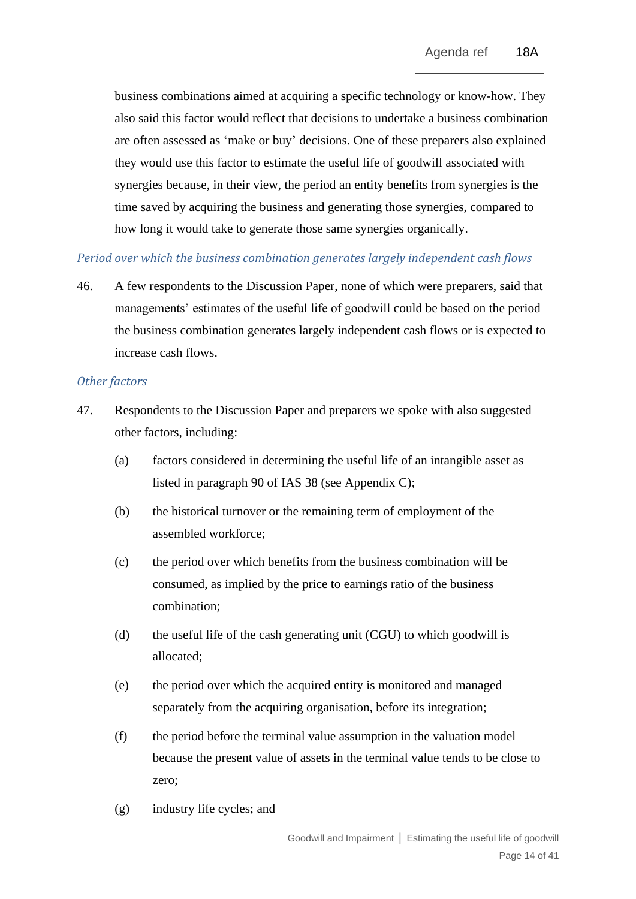business combinations aimed at acquiring a specific technology or know-how. They also said this factor would reflect that decisions to undertake a business combination are often assessed as 'make or buy' decisions. One of these preparers also explained they would use this factor to estimate the useful life of goodwill associated with synergies because, in their view, the period an entity benefits from synergies is the time saved by acquiring the business and generating those synergies, compared to how long it would take to generate those same synergies organically.

*Period over which the business combination generates largely independent cash flows*

46. A few respondents to the Discussion Paper, none of which were preparers, said that managements' estimates of the useful life of goodwill could be based on the period the business combination generates largely independent cash flows or is expected to increase cash flows.

*Other factors*

47. Respondents to the Discussion Paper and preparers we spoke with also suggested other factors, including:

    (a) factors considered in determining the useful life of an intangible asset as listed in paragraph 90 of IAS 38 (see Appendix C);

    (b) the historical turnover or the remaining term of employment of the assembled workforce;

    (c) the period over which benefits from the business combination will be consumed, as implied by the price to earnings ratio of the business combination;

    (d) the useful life of the cash generating unit (CGU) to which goodwill is allocated;

    (e) the period over which the acquired entity is monitored and managed separately from the acquiring organisation, before its integration;

    (f) the period before the terminal value assumption in the valuation model because the present value of assets in the terminal value tends to be close to zero;

    (g) industry life cycles; and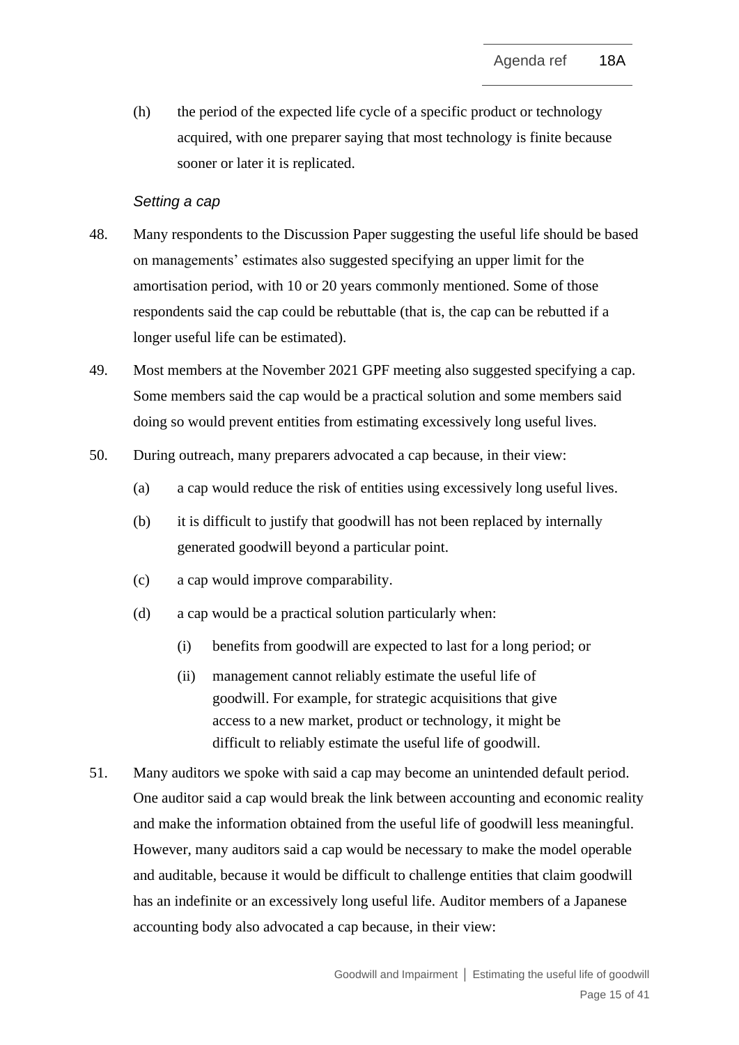(h) the period of the expected life cycle of a specific product or technology acquired, with one preparer saying that most technology is finite because sooner or later it is replicated.

*Setting a cap*

48. Many respondents to the Discussion Paper suggesting the useful life should be based on managements' estimates also suggested specifying an upper limit for the amortisation period, with 10 or 20 years commonly mentioned. Some of those respondents said the cap could be rebuttable (that is, the cap can be rebutted if a longer useful life can be estimated).

49. Most members at the November 2021 GPF meeting also suggested specifying a cap. Some members said the cap would be a practical solution and some members said doing so would prevent entities from estimating excessively long useful lives.

50. During outreach, many preparers advocated a cap because, in their view:

    (a) a cap would reduce the risk of entities using excessively long useful lives.

    (b) it is difficult to justify that goodwill has not been replaced by internally generated goodwill beyond a particular point.

    (c) a cap would improve comparability.

    (d) a cap would be a practical solution particularly when:

        (i) benefits from goodwill are expected to last for a long period; or

        (ii) management cannot reliably estimate the useful life of goodwill. For example, for strategic acquisitions that give access to a new market, product or technology, it might be difficult to reliably estimate the useful life of goodwill.

51. Many auditors we spoke with said a cap may become an unintended default period. One auditor said a cap would break the link between accounting and economic reality and make the information obtained from the useful life of goodwill less meaningful. However, many auditors said a cap would be necessary to make the model operable and auditable, because it would be difficult to challenge entities that claim goodwill has an indefinite or an excessively long useful life. Auditor members of a Japanese accounting body also advocated a cap because, in their view: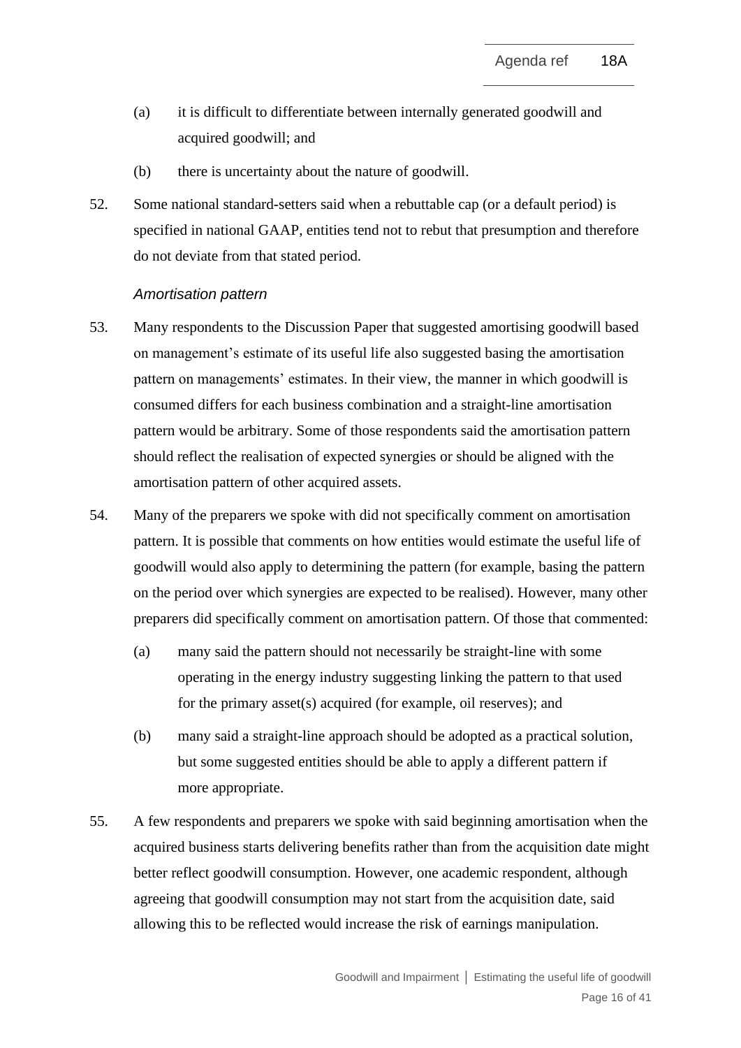(a) it is difficult to differentiate between internally generated goodwill and acquired goodwill; and

(b) there is uncertainty about the nature of goodwill.

52. Some national standard-setters said when a rebuttable cap (or a default period) is specified in national GAAP, entities tend not to rebut that presumption and therefore do not deviate from that stated period.

*Amortisation pattern*

53. Many respondents to the Discussion Paper that suggested amortising goodwill based on management's estimate of its useful life also suggested basing the amortisation pattern on managements' estimates. In their view, the manner in which goodwill is consumed differs for each business combination and a straight-line amortisation pattern would be arbitrary. Some of those respondents said the amortisation pattern should reflect the realisation of expected synergies or should be aligned with the amortisation pattern of other acquired assets.

54. Many of the preparers we spoke with did not specifically comment on amortisation pattern. It is possible that comments on how entities would estimate the useful life of goodwill would also apply to determining the pattern (for example, basing the pattern on the period over which synergies are expected to be realised). However, many other preparers did specifically comment on amortisation pattern. Of those that commented:

    (a) many said the pattern should not necessarily be straight-line with some operating in the energy industry suggesting linking the pattern to that used for the primary asset(s) acquired (for example, oil reserves); and

    (b) many said a straight-line approach should be adopted as a practical solution, but some suggested entities should be able to apply a different pattern if more appropriate.

55. A few respondents and preparers we spoke with said beginning amortisation when the acquired business starts delivering benefits rather than from the acquisition date might better reflect goodwill consumption. However, one academic respondent, although agreeing that goodwill consumption may not start from the acquisition date, said allowing this to be reflected would increase the risk of earnings manipulation.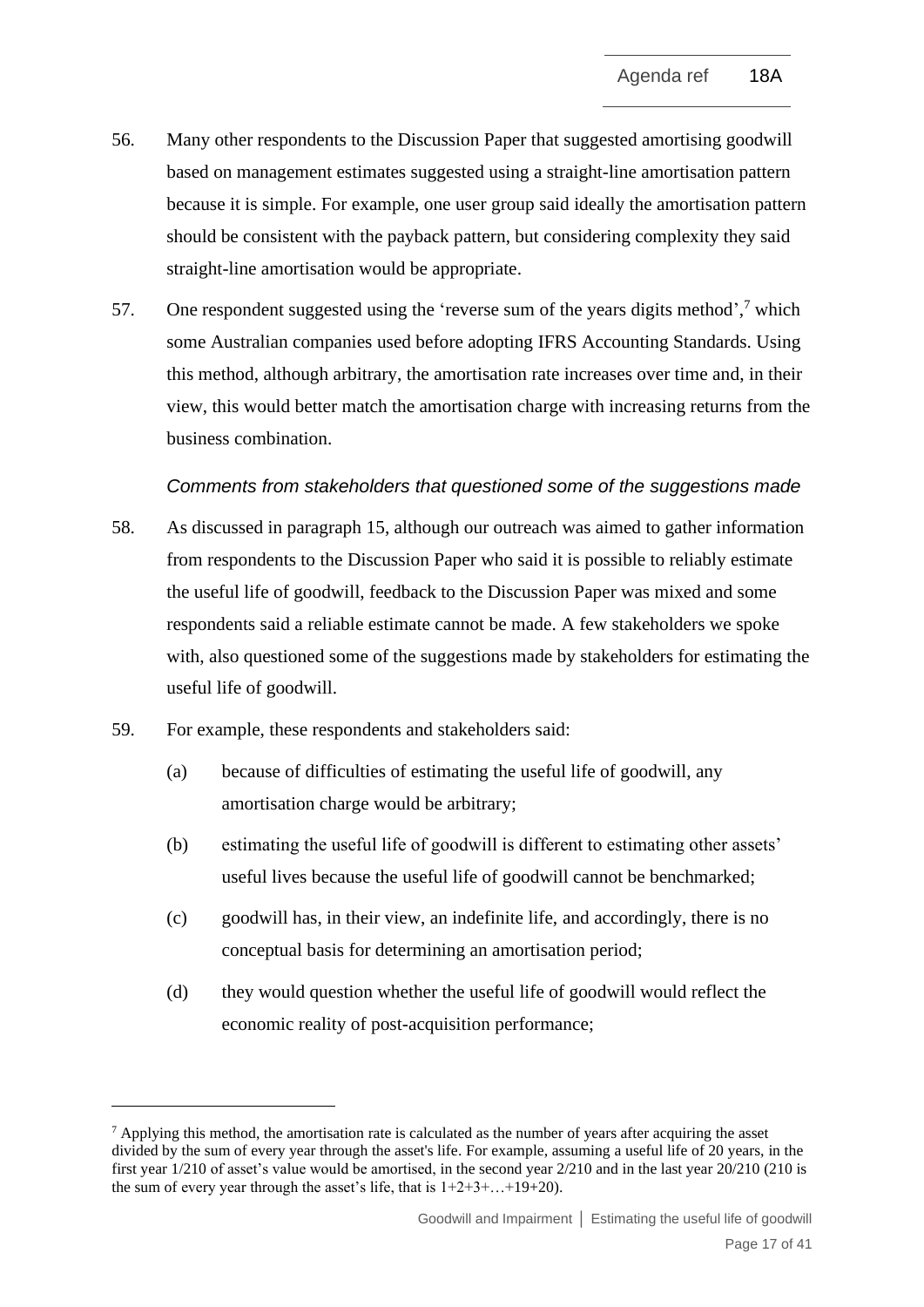56. Many other respondents to the Discussion Paper that suggested amortising goodwill based on management estimates suggested using a straight-line amortisation pattern because it is simple. For example, one user group said ideally the amortisation pattern should be consistent with the payback pattern, but considering complexity they said straight-line amortisation would be appropriate.

57. One respondent suggested using the 'reverse sum of the years digits method',[7] which some Australian companies used before adopting IFRS Accounting Standards. Using this method, although arbitrary, the amortisation rate increases over time and, in their view, this would better match the amortisation charge with increasing returns from the business combination.

*Comments from stakeholders that questioned some of the suggestions made*

58. As discussed in paragraph 15, although our outreach was aimed to gather information from respondents to the Discussion Paper who said it is possible to reliably estimate the useful life of goodwill, feedback to the Discussion Paper was mixed and some respondents said a reliable estimate cannot be made. A few stakeholders we spoke with, also questioned some of the suggestions made by stakeholders for estimating the useful life of goodwill.

59. For example, these respondents and stakeholders said:

    (a) because of difficulties of estimating the useful life of goodwill, any amortisation charge would be arbitrary;

    (b) estimating the useful life of goodwill is different to estimating other assets' useful lives because the useful life of goodwill cannot be benchmarked;

    (c) goodwill has, in their view, an indefinite life, and accordingly, there is no conceptual basis for determining an amortisation period;

    (d) they would question whether the useful life of goodwill would reflect the economic reality of post-acquisition performance;

---

[7] Applying this method, the amortisation rate is calculated as the number of years after acquiring the asset divided by the sum of every year through the asset's life. For example, assuming a useful life of 20 years, in the first year 1/210 of asset's value would be amortised, in the second year 2/210 and in the last year 20/210 (210 is the sum of every year through the asset's life, that is 1+2+3+…+19+20).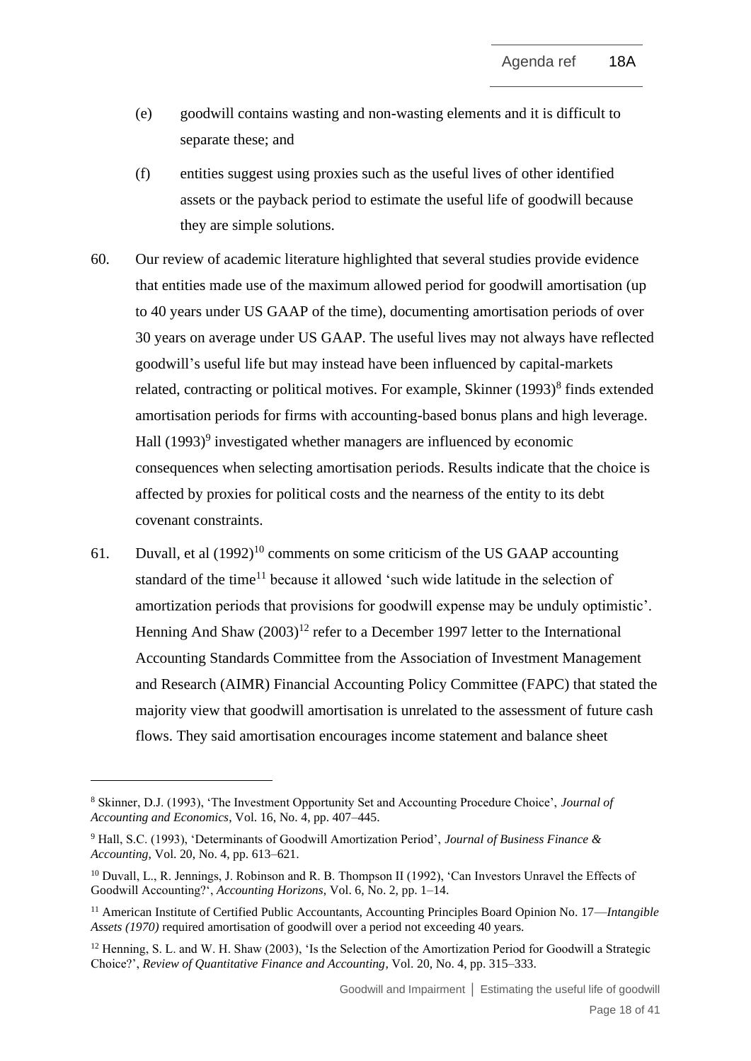(e) goodwill contains wasting and non-wasting elements and it is difficult to separate these; and

(f) entities suggest using proxies such as the useful lives of other identified assets or the payback period to estimate the useful life of goodwill because they are simple solutions.

60. Our review of academic literature highlighted that several studies provide evidence that entities made use of the maximum allowed period for goodwill amortisation (up to 40 years under US GAAP of the time), documenting amortisation periods of over 30 years on average under US GAAP. The useful lives may not always have reflected goodwill's useful life but may instead have been influenced by capital-markets related, contracting or political motives. For example, Skinner (1993)[8] finds extended amortisation periods for firms with accounting-based bonus plans and high leverage. Hall (1993)[9] investigated whether managers are influenced by economic consequences when selecting amortisation periods. Results indicate that the choice is affected by proxies for political costs and the nearness of the entity to its debt covenant constraints.

61. Duvall, et al (1992)[10] comments on some criticism of the US GAAP accounting standard of the time[11] because it allowed 'such wide latitude in the selection of amortization periods that provisions for goodwill expense may be unduly optimistic'. Henning And Shaw (2003)[12] refer to a December 1997 letter to the International Accounting Standards Committee from the Association of Investment Management and Research (AIMR) Financial Accounting Policy Committee (FAPC) that stated the majority view that goodwill amortisation is unrelated to the assessment of future cash flows. They said amortisation encourages income statement and balance sheet

---

[8] Skinner, D.J. (1993), 'The Investment Opportunity Set and Accounting Procedure Choice', *Journal of Accounting and Economics*, Vol. 16, No. 4, pp. 407–445.

[9] Hall, S.C. (1993), 'Determinants of Goodwill Amortization Period', *Journal of Business Finance & Accounting*, Vol. 20, No. 4, pp. 613–621.

[10] Duvall, L., R. Jennings, J. Robinson and R. B. Thompson II (1992), 'Can Investors Unravel the Effects of Goodwill Accounting?', *Accounting Horizons*, Vol. 6, No. 2, pp. 1–14.

[11] American Institute of Certified Public Accountants, Accounting Principles Board Opinion No. 17—*Intangible Assets (1970)* required amortisation of goodwill over a period not exceeding 40 years.

[12] Henning, S. L. and W. H. Shaw (2003), 'Is the Selection of the Amortization Period for Goodwill a Strategic Choice?', *Review of Quantitative Finance and Accounting*, Vol. 20, No. 4, pp. 315–333.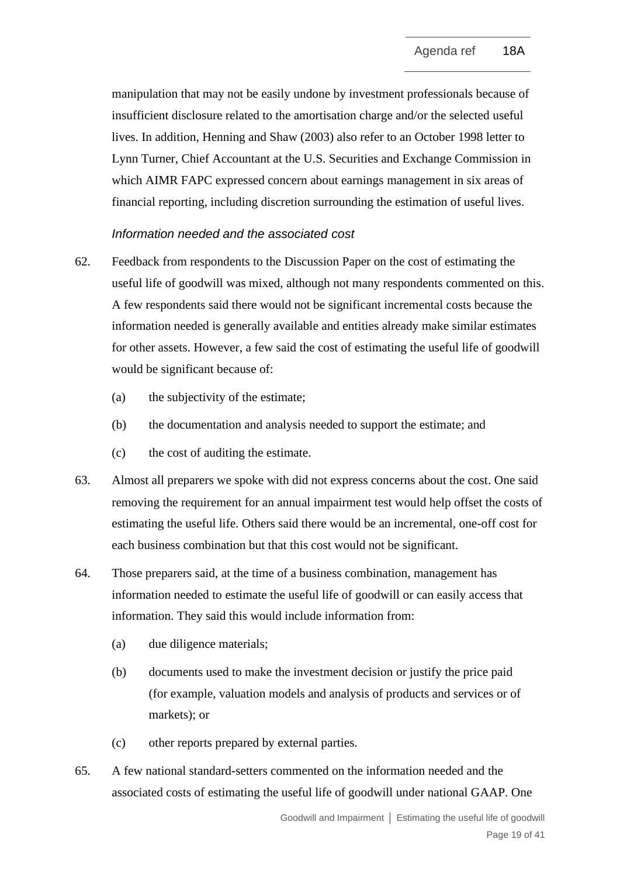manipulation that may not be easily undone by investment professionals because of insufficient disclosure related to the amortisation charge and/or the selected useful lives. In addition, Henning and Shaw (2003) also refer to an October 1998 letter to Lynn Turner, Chief Accountant at the U.S. Securities and Exchange Commission in which AIMR FAPC expressed concern about earnings management in six areas of financial reporting, including discretion surrounding the estimation of useful lives.

*Information needed and the associated cost*

62. Feedback from respondents to the Discussion Paper on the cost of estimating the useful life of goodwill was mixed, although not many respondents commented on this. A few respondents said there would not be significant incremental costs because the information needed is generally available and entities already make similar estimates for other assets. However, a few said the cost of estimating the useful life of goodwill would be significant because of:

    (a) the subjectivity of the estimate;

    (b) the documentation and analysis needed to support the estimate; and

    (c) the cost of auditing the estimate.

63. Almost all preparers we spoke with did not express concerns about the cost. One said removing the requirement for an annual impairment test would help offset the costs of estimating the useful life. Others said there would be an incremental, one-off cost for each business combination but that this cost would not be significant.

64. Those preparers said, at the time of a business combination, management has information needed to estimate the useful life of goodwill or can easily access that information. They said this would include information from:

    (a) due diligence materials;

    (b) documents used to make the investment decision or justify the price paid (for example, valuation models and analysis of products and services or of markets); or

    (c) other reports prepared by external parties.

65. A few national standard-setters commented on the information needed and the associated costs of estimating the useful life of goodwill under national GAAP. One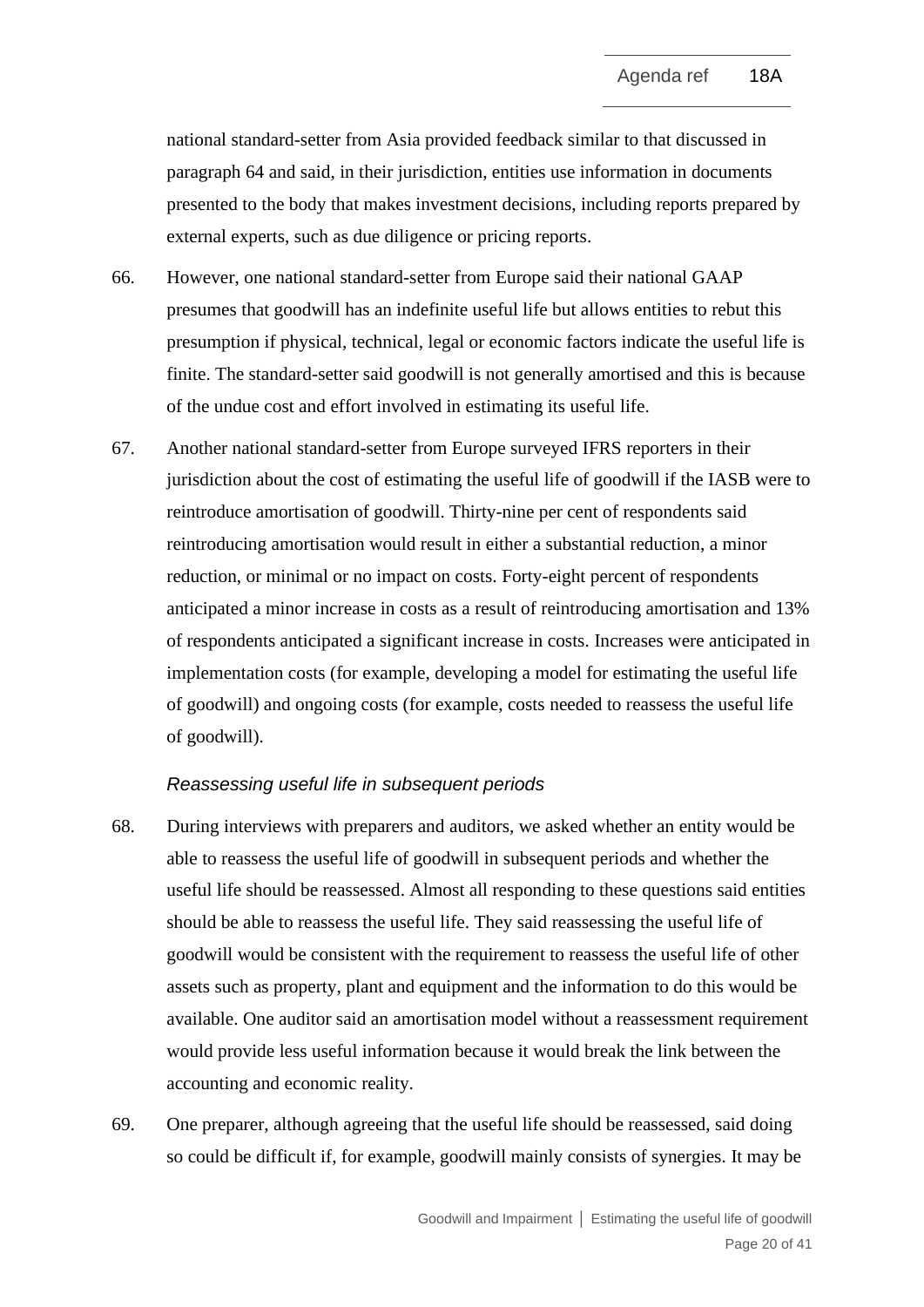national standard-setter from Asia provided feedback similar to that discussed in paragraph 64 and said, in their jurisdiction, entities use information in documents presented to the body that makes investment decisions, including reports prepared by external experts, such as due diligence or pricing reports.

66. However, one national standard-setter from Europe said their national GAAP presumes that goodwill has an indefinite useful life but allows entities to rebut this presumption if physical, technical, legal or economic factors indicate the useful life is finite. The standard-setter said goodwill is not generally amortised and this is because of the undue cost and effort involved in estimating its useful life.

67. Another national standard-setter from Europe surveyed IFRS reporters in their jurisdiction about the cost of estimating the useful life of goodwill if the IASB were to reintroduce amortisation of goodwill. Thirty-nine per cent of respondents said reintroducing amortisation would result in either a substantial reduction, a minor reduction, or minimal or no impact on costs. Forty-eight percent of respondents anticipated a minor increase in costs as a result of reintroducing amortisation and 13% of respondents anticipated a significant increase in costs. Increases were anticipated in implementation costs (for example, developing a model for estimating the useful life of goodwill) and ongoing costs (for example, costs needed to reassess the useful life of goodwill).

### *Reassessing useful life in subsequent periods*

68. During interviews with preparers and auditors, we asked whether an entity would be able to reassess the useful life of goodwill in subsequent periods and whether the useful life should be reassessed. Almost all responding to these questions said entities should be able to reassess the useful life. They said reassessing the useful life of goodwill would be consistent with the requirement to reassess the useful life of other assets such as property, plant and equipment and the information to do this would be available. One auditor said an amortisation model without a reassessment requirement would provide less useful information because it would break the link between the accounting and economic reality.

69. One preparer, although agreeing that the useful life should be reassessed, said doing so could be difficult if, for example, goodwill mainly consists of synergies. It may be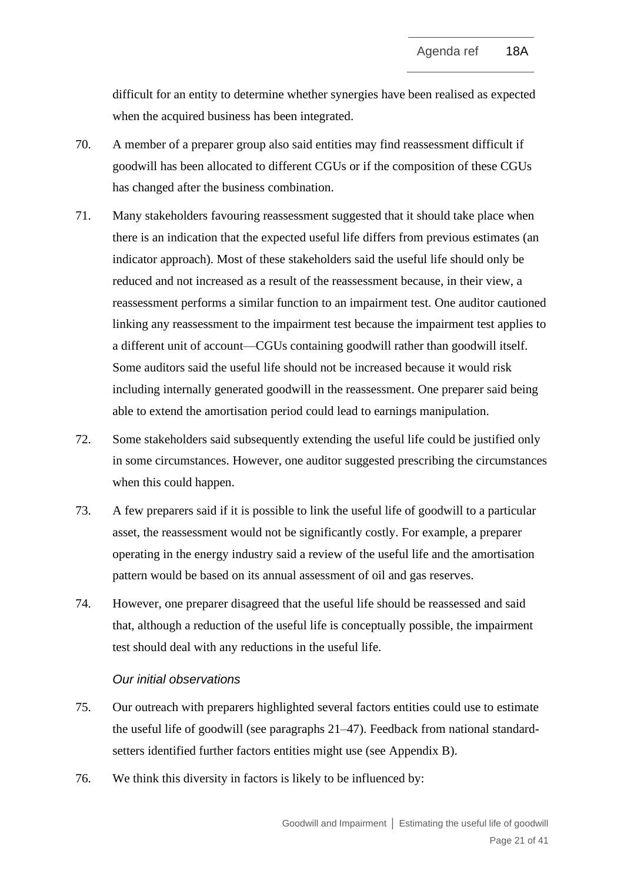difficult for an entity to determine whether synergies have been realised as expected when the acquired business has been integrated.

70. A member of a preparer group also said entities may find reassessment difficult if goodwill has been allocated to different CGUs or if the composition of these CGUs has changed after the business combination.

71. Many stakeholders favouring reassessment suggested that it should take place when there is an indication that the expected useful life differs from previous estimates (an indicator approach). Most of these stakeholders said the useful life should only be reduced and not increased as a result of the reassessment because, in their view, a reassessment performs a similar function to an impairment test. One auditor cautioned linking any reassessment to the impairment test because the impairment test applies to a different unit of account—CGUs containing goodwill rather than goodwill itself. Some auditors said the useful life should not be increased because it would risk including internally generated goodwill in the reassessment. One preparer said being able to extend the amortisation period could lead to earnings manipulation.

72. Some stakeholders said subsequently extending the useful life could be justified only in some circumstances. However, one auditor suggested prescribing the circumstances when this could happen.

73. A few preparers said if it is possible to link the useful life of goodwill to a particular asset, the reassessment would not be significantly costly. For example, a preparer operating in the energy industry said a review of the useful life and the amortisation pattern would be based on its annual assessment of oil and gas reserves.

74. However, one preparer disagreed that the useful life should be reassessed and said that, although a reduction of the useful life is conceptually possible, the impairment test should deal with any reductions in the useful life.

*Our initial observations*

75. Our outreach with preparers highlighted several factors entities could use to estimate the useful life of goodwill (see paragraphs 21–47). Feedback from national standard-setters identified further factors entities might use (see Appendix B).

76. We think this diversity in factors is likely to be influenced by: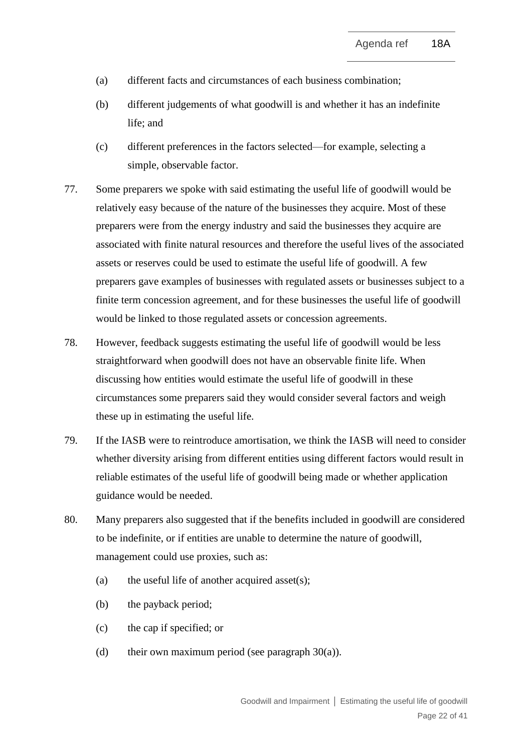(a) different facts and circumstances of each business combination;

(b) different judgements of what goodwill is and whether it has an indefinite life; and

(c) different preferences in the factors selected—for example, selecting a simple, observable factor.

77. Some preparers we spoke with said estimating the useful life of goodwill would be relatively easy because of the nature of the businesses they acquire. Most of these preparers were from the energy industry and said the businesses they acquire are associated with finite natural resources and therefore the useful lives of the associated assets or reserves could be used to estimate the useful life of goodwill. A few preparers gave examples of businesses with regulated assets or businesses subject to a finite term concession agreement, and for these businesses the useful life of goodwill would be linked to those regulated assets or concession agreements.

78. However, feedback suggests estimating the useful life of goodwill would be less straightforward when goodwill does not have an observable finite life. When discussing how entities would estimate the useful life of goodwill in these circumstances some preparers said they would consider several factors and weigh these up in estimating the useful life.

79. If the IASB were to reintroduce amortisation, we think the IASB will need to consider whether diversity arising from different entities using different factors would result in reliable estimates of the useful life of goodwill being made or whether application guidance would be needed.

80. Many preparers also suggested that if the benefits included in goodwill are considered to be indefinite, or if entities are unable to determine the nature of goodwill, management could use proxies, such as:

(a) the useful life of another acquired asset(s);

(b) the payback period;

(c) the cap if specified; or

(d) their own maximum period (see paragraph 30(a)).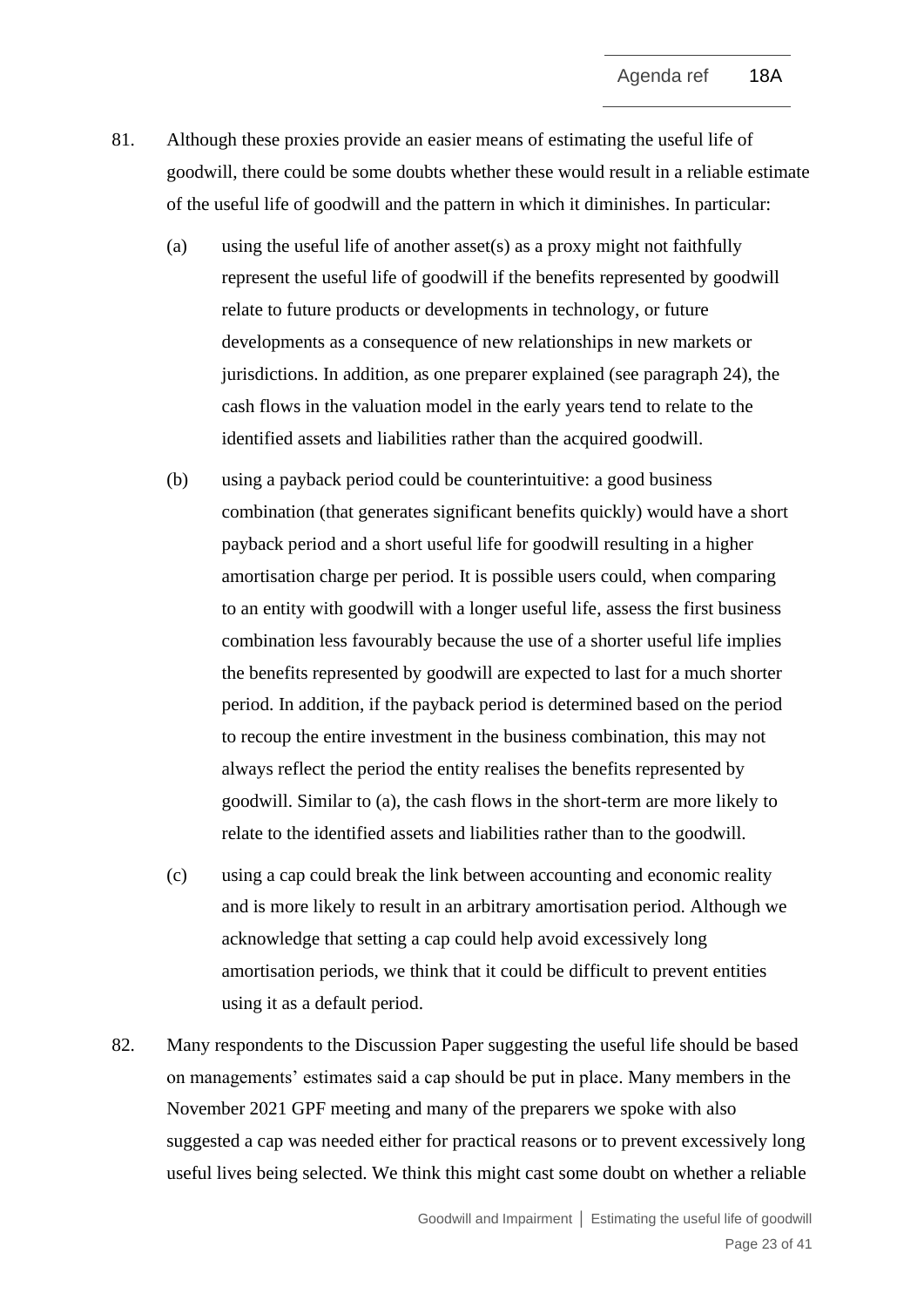81. Although these proxies provide an easier means of estimating the useful life of goodwill, there could be some doubts whether these would result in a reliable estimate of the useful life of goodwill and the pattern in which it diminishes. In particular:

    (a) using the useful life of another asset(s) as a proxy might not faithfully represent the useful life of goodwill if the benefits represented by goodwill relate to future products or developments in technology, or future developments as a consequence of new relationships in new markets or jurisdictions. In addition, as one preparer explained (see paragraph 24), the cash flows in the valuation model in the early years tend to relate to the identified assets and liabilities rather than the acquired goodwill.

    (b) using a payback period could be counterintuitive: a good business combination (that generates significant benefits quickly) would have a short payback period and a short useful life for goodwill resulting in a higher amortisation charge per period. It is possible users could, when comparing to an entity with goodwill with a longer useful life, assess the first business combination less favourably because the use of a shorter useful life implies the benefits represented by goodwill are expected to last for a much shorter period. In addition, if the payback period is determined based on the period to recoup the entire investment in the business combination, this may not always reflect the period the entity realises the benefits represented by goodwill. Similar to (a), the cash flows in the short-term are more likely to relate to the identified assets and liabilities rather than to the goodwill.

    (c) using a cap could break the link between accounting and economic reality and is more likely to result in an arbitrary amortisation period. Although we acknowledge that setting a cap could help avoid excessively long amortisation periods, we think that it could be difficult to prevent entities using it as a default period.

82. Many respondents to the Discussion Paper suggesting the useful life should be based on managements' estimates said a cap should be put in place. Many members in the November 2021 GPF meeting and many of the preparers we spoke with also suggested a cap was needed either for practical reasons or to prevent excessively long useful lives being selected. We think this might cast some doubt on whether a reliable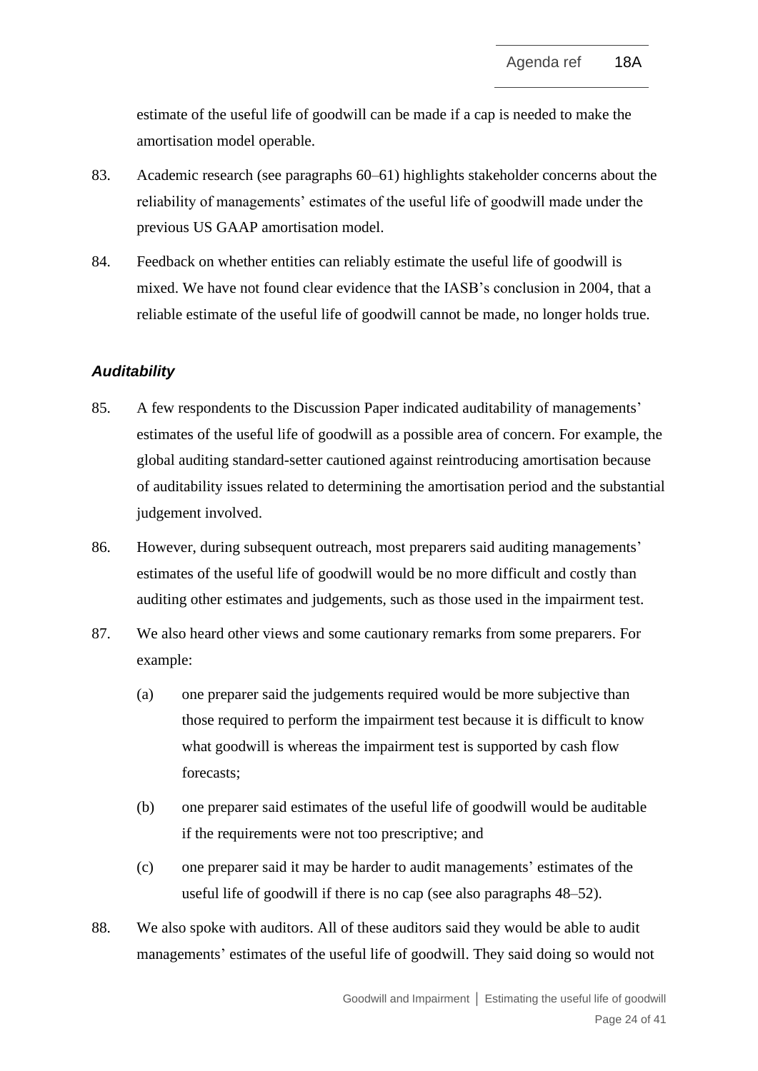estimate of the useful life of goodwill can be made if a cap is needed to make the amortisation model operable.

83. Academic research (see paragraphs 60–61) highlights stakeholder concerns about the reliability of managements' estimates of the useful life of goodwill made under the previous US GAAP amortisation model.

84. Feedback on whether entities can reliably estimate the useful life of goodwill is mixed. We have not found clear evidence that the IASB's conclusion in 2004, that a reliable estimate of the useful life of goodwill cannot be made, no longer holds true.

### *Auditability*

85. A few respondents to the Discussion Paper indicated auditability of managements' estimates of the useful life of goodwill as a possible area of concern. For example, the global auditing standard-setter cautioned against reintroducing amortisation because of auditability issues related to determining the amortisation period and the substantial judgement involved.

86. However, during subsequent outreach, most preparers said auditing managements' estimates of the useful life of goodwill would be no more difficult and costly than auditing other estimates and judgements, such as those used in the impairment test.

87. We also heard other views and some cautionary remarks from some preparers. For example:

    (a) one preparer said the judgements required would be more subjective than those required to perform the impairment test because it is difficult to know what goodwill is whereas the impairment test is supported by cash flow forecasts;

    (b) one preparer said estimates of the useful life of goodwill would be auditable if the requirements were not too prescriptive; and

    (c) one preparer said it may be harder to audit managements' estimates of the useful life of goodwill if there is no cap (see also paragraphs 48–52).

88. We also spoke with auditors. All of these auditors said they would be able to audit managements' estimates of the useful life of goodwill. They said doing so would not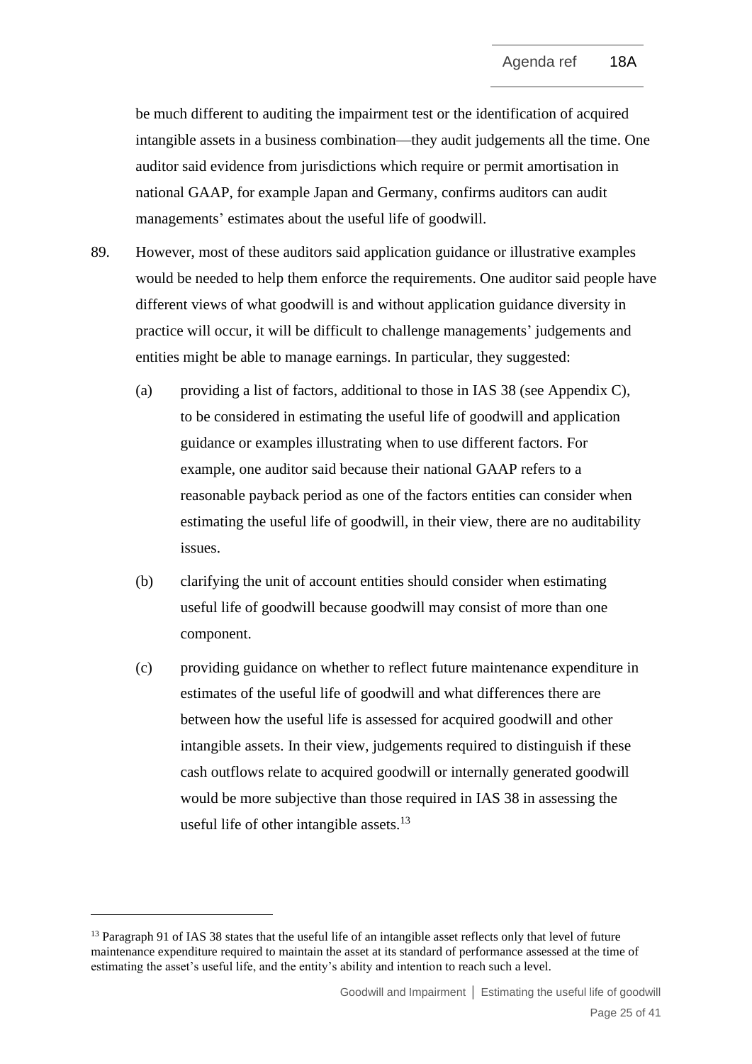be much different to auditing the impairment test or the identification of acquired intangible assets in a business combination—they audit judgements all the time. One auditor said evidence from jurisdictions which require or permit amortisation in national GAAP, for example Japan and Germany, confirms auditors can audit managements' estimates about the useful life of goodwill.

89. However, most of these auditors said application guidance or illustrative examples would be needed to help them enforce the requirements. One auditor said people have different views of what goodwill is and without application guidance diversity in practice will occur, it will be difficult to challenge managements' judgements and entities might be able to manage earnings. In particular, they suggested:

    (a) providing a list of factors, additional to those in IAS 38 (see Appendix C), to be considered in estimating the useful life of goodwill and application guidance or examples illustrating when to use different factors. For example, one auditor said because their national GAAP refers to a reasonable payback period as one of the factors entities can consider when estimating the useful life of goodwill, in their view, there are no auditability issues.

    (b) clarifying the unit of account entities should consider when estimating useful life of goodwill because goodwill may consist of more than one component.

    (c) providing guidance on whether to reflect future maintenance expenditure in estimates of the useful life of goodwill and what differences there are between how the useful life is assessed for acquired goodwill and other intangible assets. In their view, judgements required to distinguish if these cash outflows relate to acquired goodwill or internally generated goodwill would be more subjective than those required in IAS 38 in assessing the useful life of other intangible assets.[13]

---

[13] Paragraph 91 of IAS 38 states that the useful life of an intangible asset reflects only that level of future maintenance expenditure required to maintain the asset at its standard of performance assessed at the time of estimating the asset's useful life, and the entity's ability and intention to reach such a level.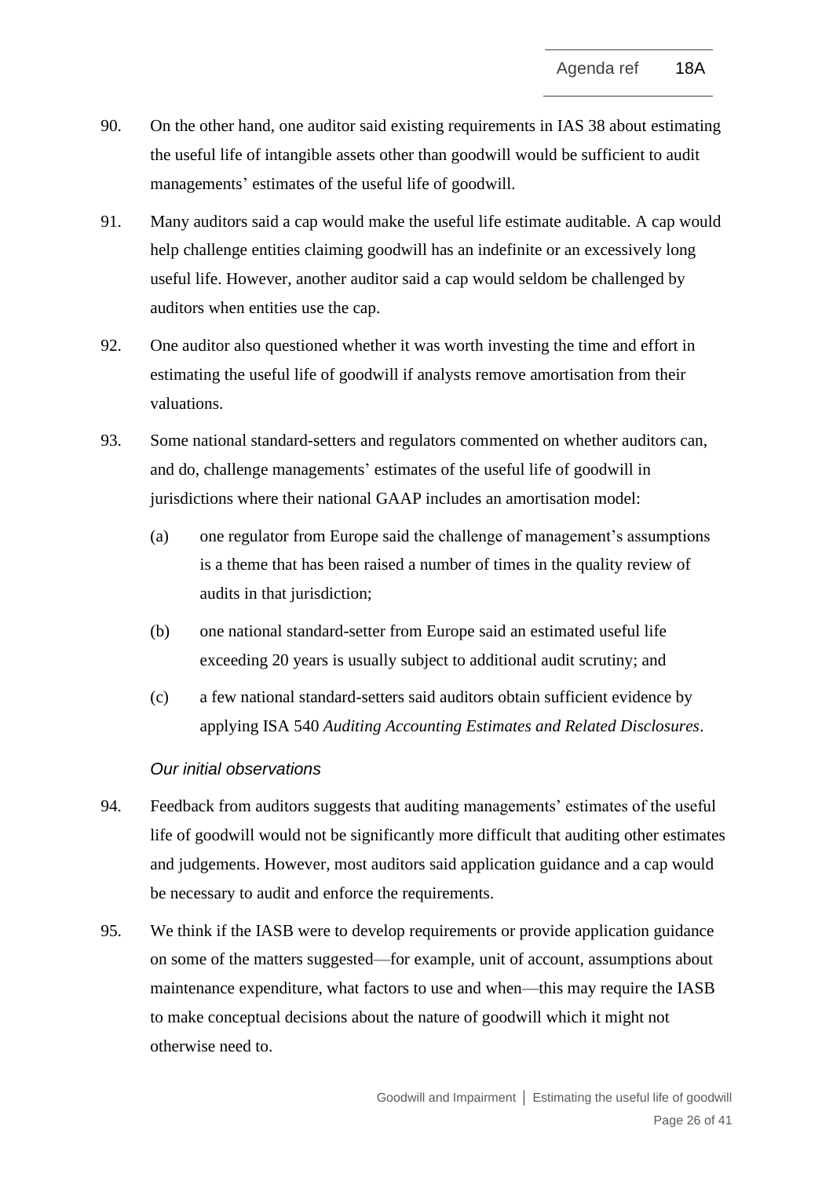90. On the other hand, one auditor said existing requirements in IAS 38 about estimating the useful life of intangible assets other than goodwill would be sufficient to audit managements' estimates of the useful life of goodwill.

91. Many auditors said a cap would make the useful life estimate auditable. A cap would help challenge entities claiming goodwill has an indefinite or an excessively long useful life. However, another auditor said a cap would seldom be challenged by auditors when entities use the cap.

92. One auditor also questioned whether it was worth investing the time and effort in estimating the useful life of goodwill if analysts remove amortisation from their valuations.

93. Some national standard-setters and regulators commented on whether auditors can, and do, challenge managements' estimates of the useful life of goodwill in jurisdictions where their national GAAP includes an amortisation model:

    (a) one regulator from Europe said the challenge of management's assumptions is a theme that has been raised a number of times in the quality review of audits in that jurisdiction;

    (b) one national standard-setter from Europe said an estimated useful life exceeding 20 years is usually subject to additional audit scrutiny; and

    (c) a few national standard-setters said auditors obtain sufficient evidence by applying ISA 540 *Auditing Accounting Estimates and Related Disclosures*.

*Our initial observations*

94. Feedback from auditors suggests that auditing managements' estimates of the useful life of goodwill would not be significantly more difficult that auditing other estimates and judgements. However, most auditors said application guidance and a cap would be necessary to audit and enforce the requirements.

95. We think if the IASB were to develop requirements or provide application guidance on some of the matters suggested—for example, unit of account, assumptions about maintenance expenditure, what factors to use and when—this may require the IASB to make conceptual decisions about the nature of goodwill which it might not otherwise need to.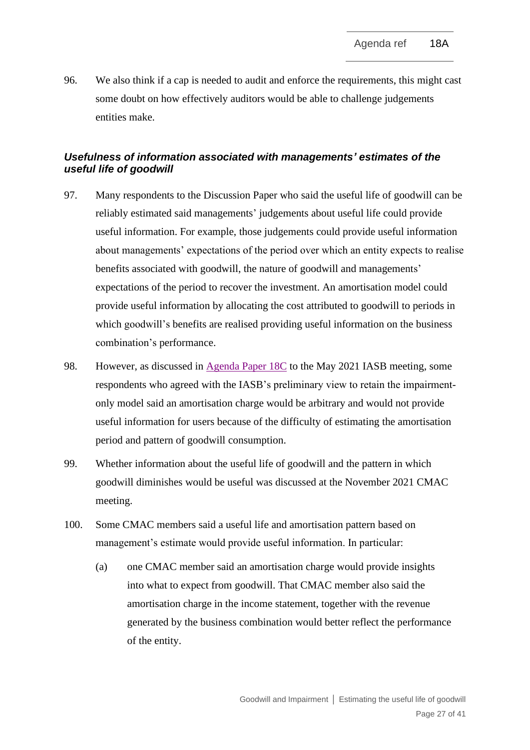96. We also think if a cap is needed to audit and enforce the requirements, this might cast some doubt on how effectively auditors would be able to challenge judgements entities make.

### *Usefulness of information associated with managements' estimates of the useful life of goodwill*

97. Many respondents to the Discussion Paper who said the useful life of goodwill can be reliably estimated said managements' judgements about useful life could provide useful information. For example, those judgements could provide useful information about managements' expectations of the period over which an entity expects to realise benefits associated with goodwill, the nature of goodwill and managements' expectations of the period to recover the investment. An amortisation model could provide useful information by allocating the cost attributed to goodwill to periods in which goodwill's benefits are realised providing useful information on the business combination's performance.

98. However, as discussed in Agenda Paper 18C to the May 2021 IASB meeting, some respondents who agreed with the IASB's preliminary view to retain the impairment-only model said an amortisation charge would be arbitrary and would not provide useful information for users because of the difficulty of estimating the amortisation period and pattern of goodwill consumption.

99. Whether information about the useful life of goodwill and the pattern in which goodwill diminishes would be useful was discussed at the November 2021 CMAC meeting.

100. Some CMAC members said a useful life and amortisation pattern based on management's estimate would provide useful information. In particular:

    (a) one CMAC member said an amortisation charge would provide insights into what to expect from goodwill. That CMAC member also said the amortisation charge in the income statement, together with the revenue generated by the business combination would better reflect the performance of the entity.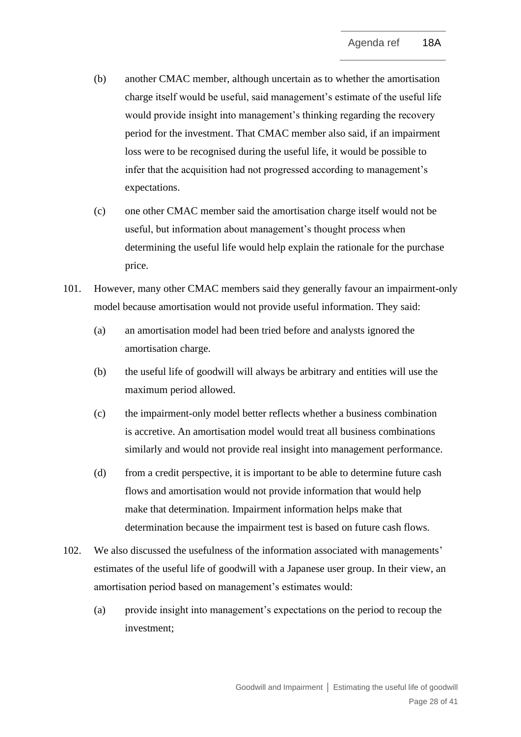(b) another CMAC member, although uncertain as to whether the amortisation charge itself would be useful, said management's estimate of the useful life would provide insight into management's thinking regarding the recovery period for the investment. That CMAC member also said, if an impairment loss were to be recognised during the useful life, it would be possible to infer that the acquisition had not progressed according to management's expectations.

(c) one other CMAC member said the amortisation charge itself would not be useful, but information about management's thought process when determining the useful life would help explain the rationale for the purchase price.

101. However, many other CMAC members said they generally favour an impairment-only model because amortisation would not provide useful information. They said:

(a) an amortisation model had been tried before and analysts ignored the amortisation charge.

(b) the useful life of goodwill will always be arbitrary and entities will use the maximum period allowed.

(c) the impairment-only model better reflects whether a business combination is accretive. An amortisation model would treat all business combinations similarly and would not provide real insight into management performance.

(d) from a credit perspective, it is important to be able to determine future cash flows and amortisation would not provide information that would help make that determination. Impairment information helps make that determination because the impairment test is based on future cash flows.

102. We also discussed the usefulness of the information associated with managements' estimates of the useful life of goodwill with a Japanese user group. In their view, an amortisation period based on management's estimates would:

(a) provide insight into management's expectations on the period to recoup the investment;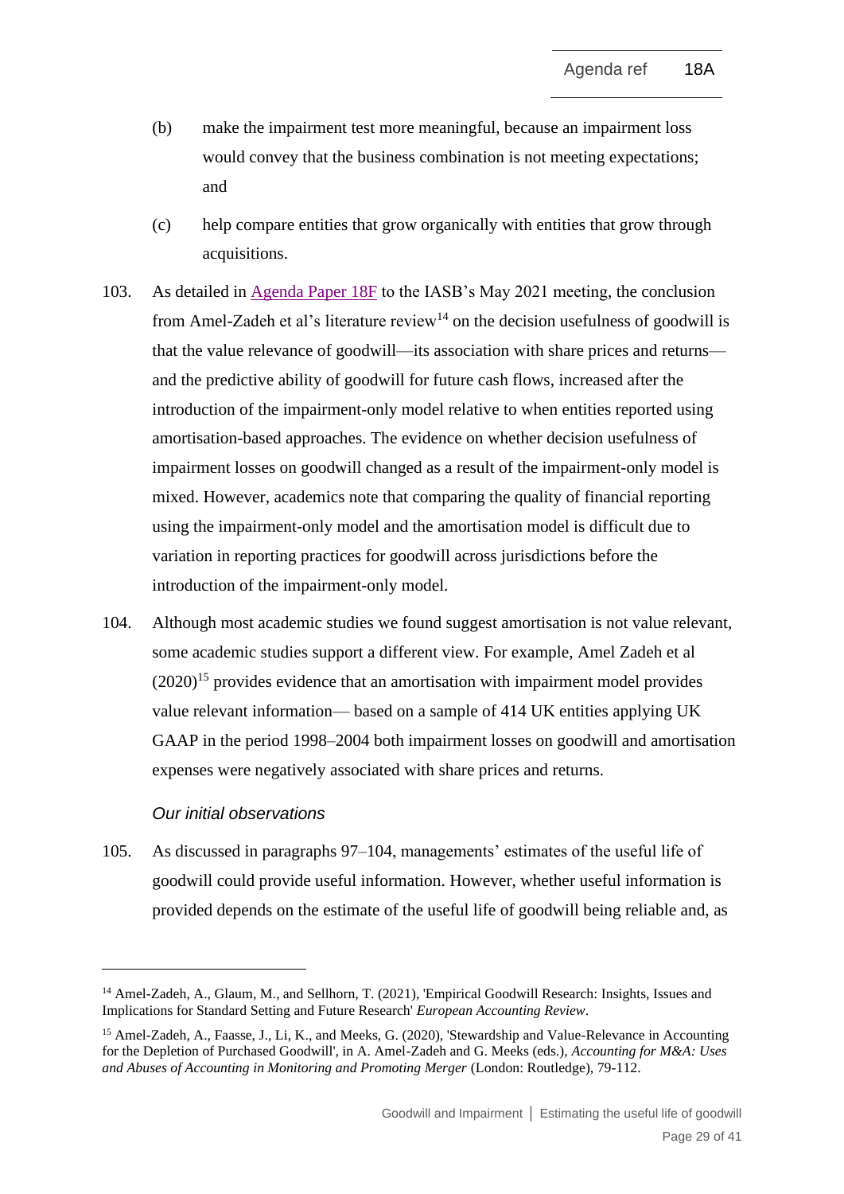(b) make the impairment test more meaningful, because an impairment loss would convey that the business combination is not meeting expectations; and

(c) help compare entities that grow organically with entities that grow through acquisitions.

103. As detailed in [Agenda Paper 18F] to the IASB's May 2021 meeting, the conclusion from Amel-Zadeh et al's literature review[14] on the decision usefulness of goodwill is that the value relevance of goodwill—its association with share prices and returns—and the predictive ability of goodwill for future cash flows, increased after the introduction of the impairment-only model relative to when entities reported using amortisation-based approaches. The evidence on whether decision usefulness of impairment losses on goodwill changed as a result of the impairment-only model is mixed. However, academics note that comparing the quality of financial reporting using the impairment-only model and the amortisation model is difficult due to variation in reporting practices for goodwill across jurisdictions before the introduction of the impairment-only model.

104. Although most academic studies we found suggest amortisation is not value relevant, some academic studies support a different view. For example, Amel Zadeh et al (2020)[15] provides evidence that an amortisation with impairment model provides value relevant information— based on a sample of 414 UK entities applying UK GAAP in the period 1998–2004 both impairment losses on goodwill and amortisation expenses were negatively associated with share prices and returns.

*Our initial observations*

105. As discussed in paragraphs 97–104, managements' estimates of the useful life of goodwill could provide useful information. However, whether useful information is provided depends on the estimate of the useful life of goodwill being reliable and, as

---

[14] Amel-Zadeh, A., Glaum, M., and Sellhorn, T. (2021), 'Empirical Goodwill Research: Insights, Issues and Implications for Standard Setting and Future Research' *European Accounting Review*.

[15] Amel-Zadeh, A., Faasse, J., Li, K., and Meeks, G. (2020), 'Stewardship and Value-Relevance in Accounting for the Depletion of Purchased Goodwill', in A. Amel-Zadeh and G. Meeks (eds.), *Accounting for M&A: Uses and Abuses of Accounting in Monitoring and Promoting Merger* (London: Routledge), 79-112.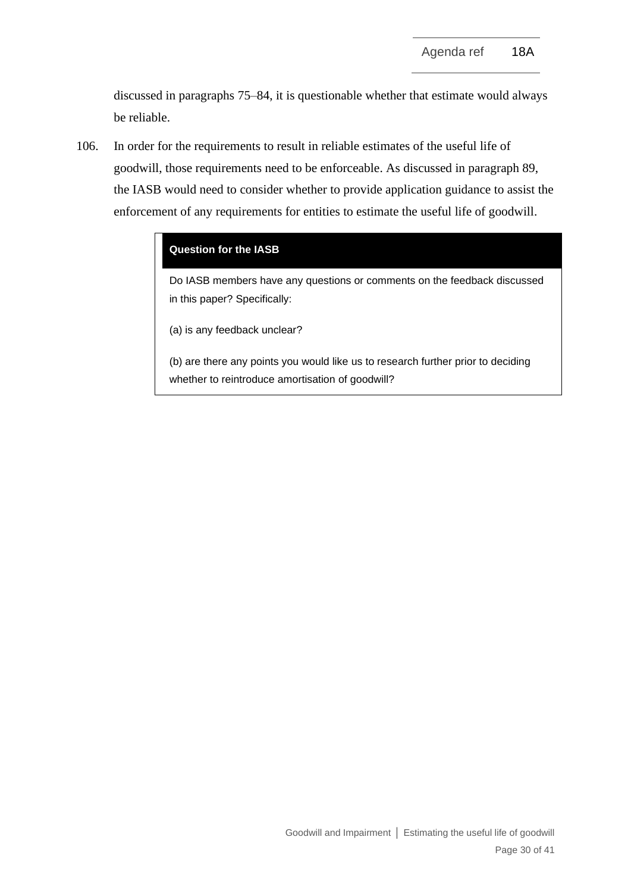discussed in paragraphs 75–84, it is questionable whether that estimate would always be reliable.

106. In order for the requirements to result in reliable estimates of the useful life of goodwill, those requirements need to be enforceable. As discussed in paragraph 89, the IASB would need to consider whether to provide application guidance to assist the enforcement of any requirements for entities to estimate the useful life of goodwill.

> **Question for the IASB**
>
> Do IASB members have any questions or comments on the feedback discussed in this paper? Specifically:
>
> (a) is any feedback unclear?
>
> (b) are there any points you would like us to research further prior to deciding whether to reintroduce amortisation of goodwill?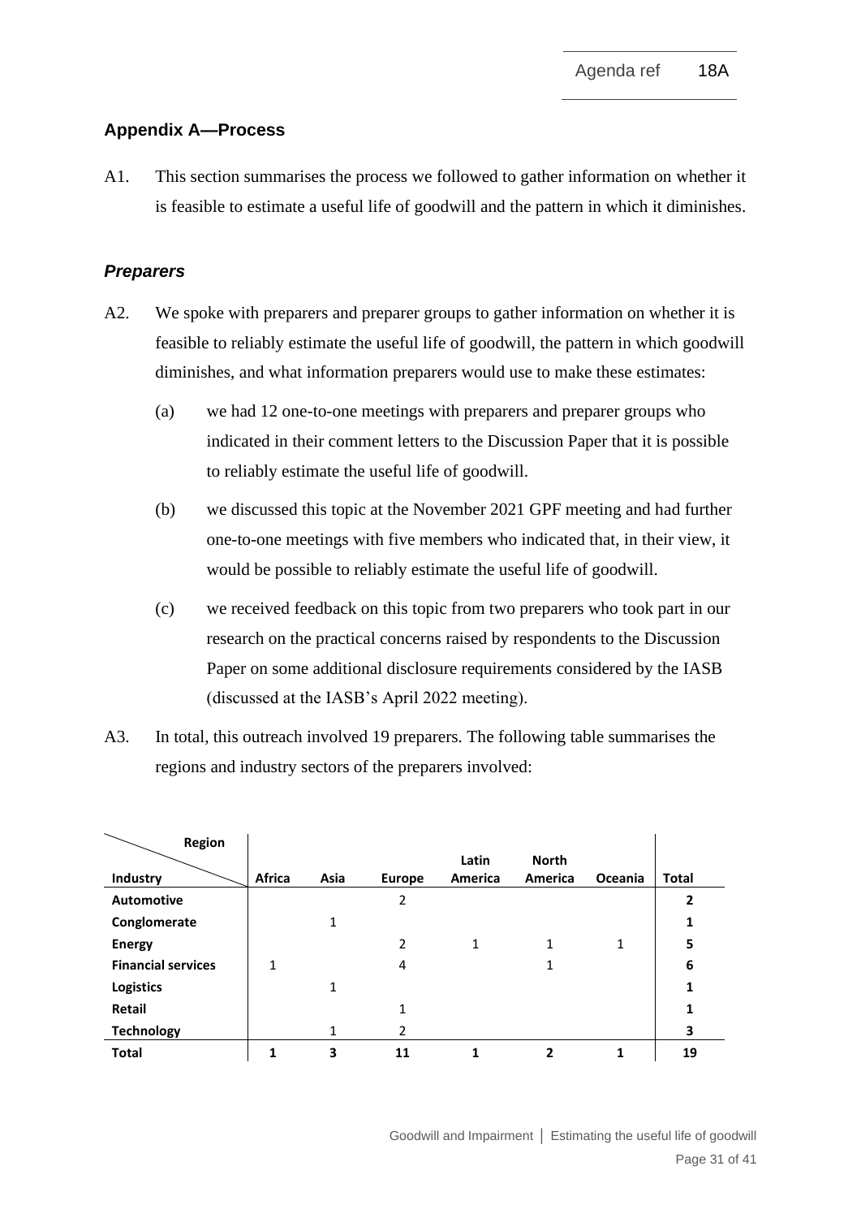## Appendix A—Process

A1. This section summarises the process we followed to gather information on whether it is feasible to estimate a useful life of goodwill and the pattern in which it diminishes.

### *Preparers*

A2. We spoke with preparers and preparer groups to gather information on whether it is feasible to reliably estimate the useful life of goodwill, the pattern in which goodwill diminishes, and what information preparers would use to make these estimates:

(a) we had 12 one-to-one meetings with preparers and preparer groups who indicated in their comment letters to the Discussion Paper that it is possible to reliably estimate the useful life of goodwill.

(b) we discussed this topic at the November 2021 GPF meeting and had further one-to-one meetings with five members who indicated that, in their view, it would be possible to reliably estimate the useful life of goodwill.

(c) we received feedback on this topic from two preparers who took part in our research on the practical concerns raised by respondents to the Discussion Paper on some additional disclosure requirements considered by the IASB (discussed at the IASB's April 2022 meeting).

A3. In total, this outreach involved 19 preparers. The following table summarises the regions and industry sectors of the preparers involved:

| Industry \ Region | Africa | Asia | Europe | Latin America | North America | Oceania | Total |
|---|---|---|---|---|---|---|---|
| **Automotive** | | | 2 | | | | **2** |
| **Conglomerate** | | 1 | | | | | **1** |
| **Energy** | | | 2 | 1 | 1 | 1 | **5** |
| **Financial services** | 1 | | 4 | | 1 | | **6** |
| **Logistics** | | 1 | | | | | **1** |
| **Retail** | | | 1 | | | | **1** |
| **Technology** | | 1 | 2 | | | | **3** |
| **Total** | **1** | **3** | **11** | **1** | **2** | **1** | **19** |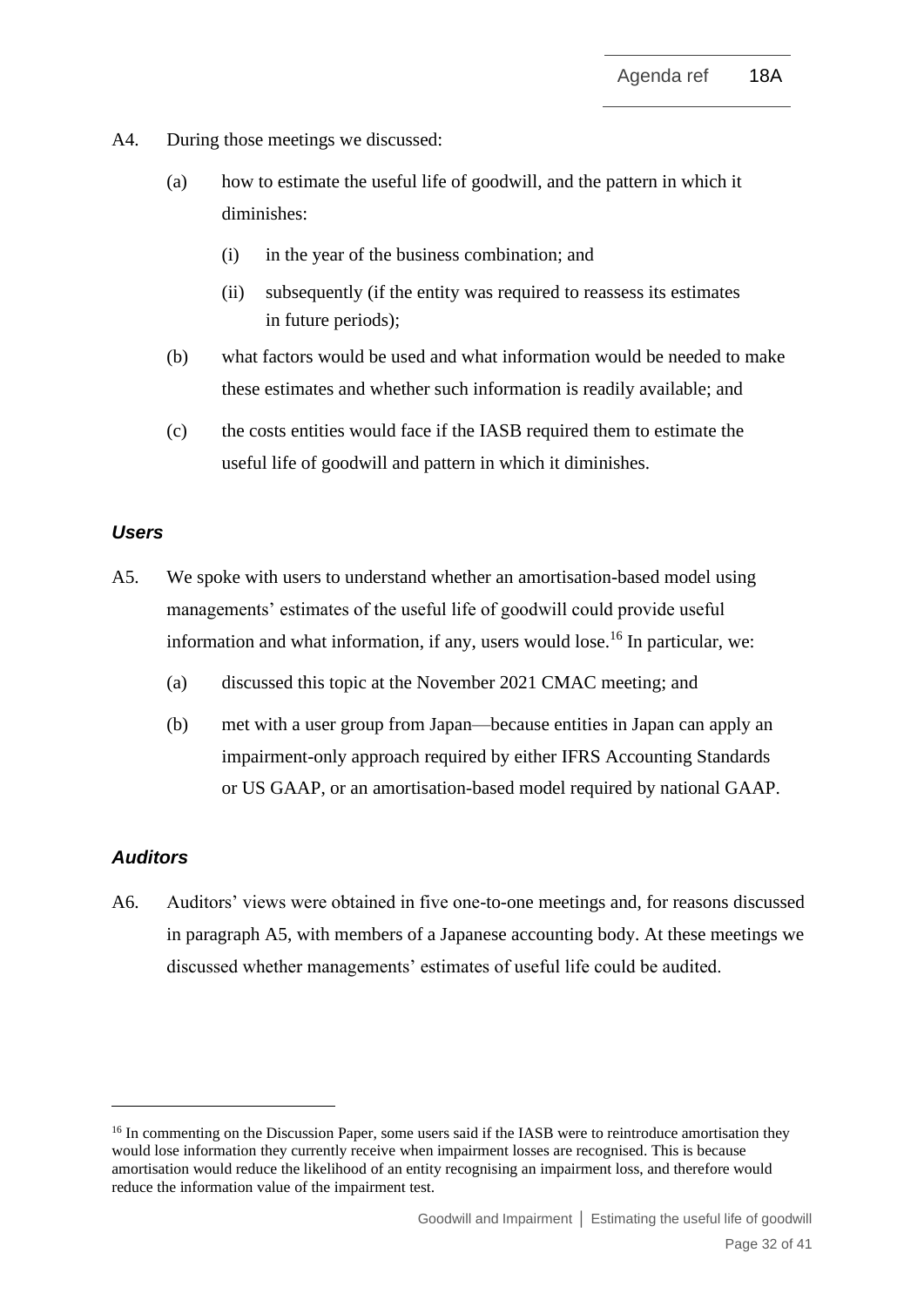A4. During those meetings we discussed:

(a) how to estimate the useful life of goodwill, and the pattern in which it diminishes:

  (i) in the year of the business combination; and

  (ii) subsequently (if the entity was required to reassess its estimates in future periods);

(b) what factors would be used and what information would be needed to make these estimates and whether such information is readily available; and

(c) the costs entities would face if the IASB required them to estimate the useful life of goodwill and pattern in which it diminishes.

### *Users*

A5. We spoke with users to understand whether an amortisation-based model using managements' estimates of the useful life of goodwill could provide useful information and what information, if any, users would lose.[16] In particular, we:

(a) discussed this topic at the November 2021 CMAC meeting; and

(b) met with a user group from Japan—because entities in Japan can apply an impairment-only approach required by either IFRS Accounting Standards or US GAAP, or an amortisation-based model required by national GAAP.

### *Auditors*

A6. Auditors' views were obtained in five one-to-one meetings and, for reasons discussed in paragraph A5, with members of a Japanese accounting body. At these meetings we discussed whether managements' estimates of useful life could be audited.

---

[16] In commenting on the Discussion Paper, some users said if the IASB were to reintroduce amortisation they would lose information they currently receive when impairment losses are recognised. This is because amortisation would reduce the likelihood of an entity recognising an impairment loss, and therefore would reduce the information value of the impairment test.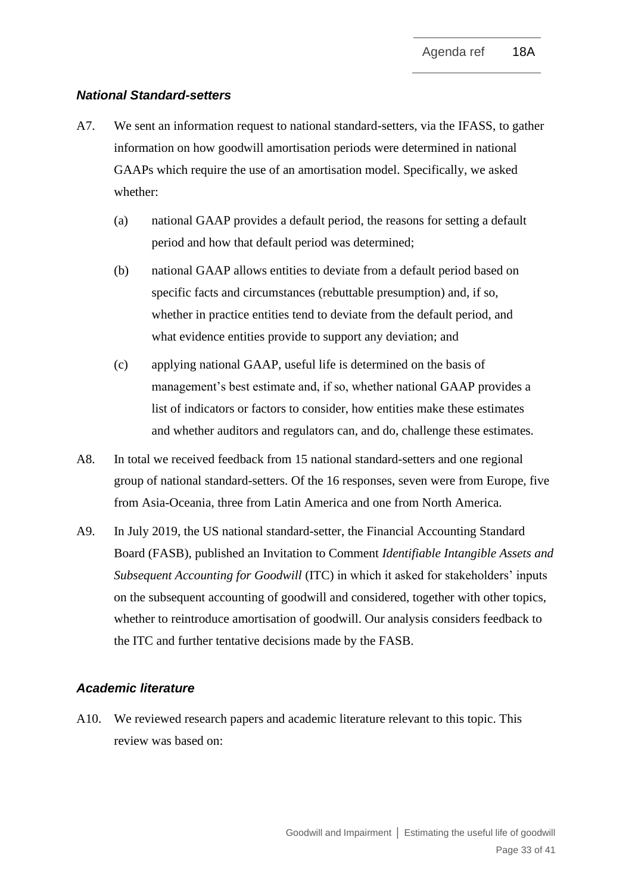### *National Standard-setters*

A7. We sent an information request to national standard-setters, via the IFASS, to gather information on how goodwill amortisation periods were determined in national GAAPs which require the use of an amortisation model. Specifically, we asked whether:

(a) national GAAP provides a default period, the reasons for setting a default period and how that default period was determined;

(b) national GAAP allows entities to deviate from a default period based on specific facts and circumstances (rebuttable presumption) and, if so, whether in practice entities tend to deviate from the default period, and what evidence entities provide to support any deviation; and

(c) applying national GAAP, useful life is determined on the basis of management's best estimate and, if so, whether national GAAP provides a list of indicators or factors to consider, how entities make these estimates and whether auditors and regulators can, and do, challenge these estimates.

A8. In total we received feedback from 15 national standard-setters and one regional group of national standard-setters. Of the 16 responses, seven were from Europe, five from Asia-Oceania, three from Latin America and one from North America.

A9. In July 2019, the US national standard-setter, the Financial Accounting Standard Board (FASB), published an Invitation to Comment *Identifiable Intangible Assets and Subsequent Accounting for Goodwill* (ITC) in which it asked for stakeholders' inputs on the subsequent accounting of goodwill and considered, together with other topics, whether to reintroduce amortisation of goodwill. Our analysis considers feedback to the ITC and further tentative decisions made by the FASB.

### *Academic literature*

A10. We reviewed research papers and academic literature relevant to this topic. This review was based on: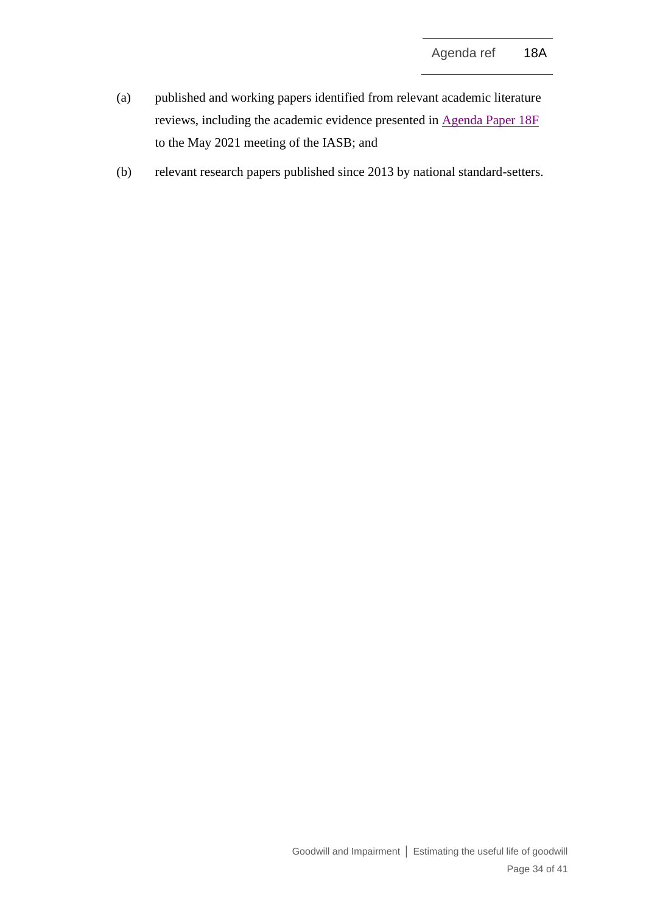(a) published and working papers identified from relevant academic literature reviews, including the academic evidence presented in Agenda Paper 18F to the May 2021 meeting of the IASB; and

(b) relevant research papers published since 2013 by national standard-setters.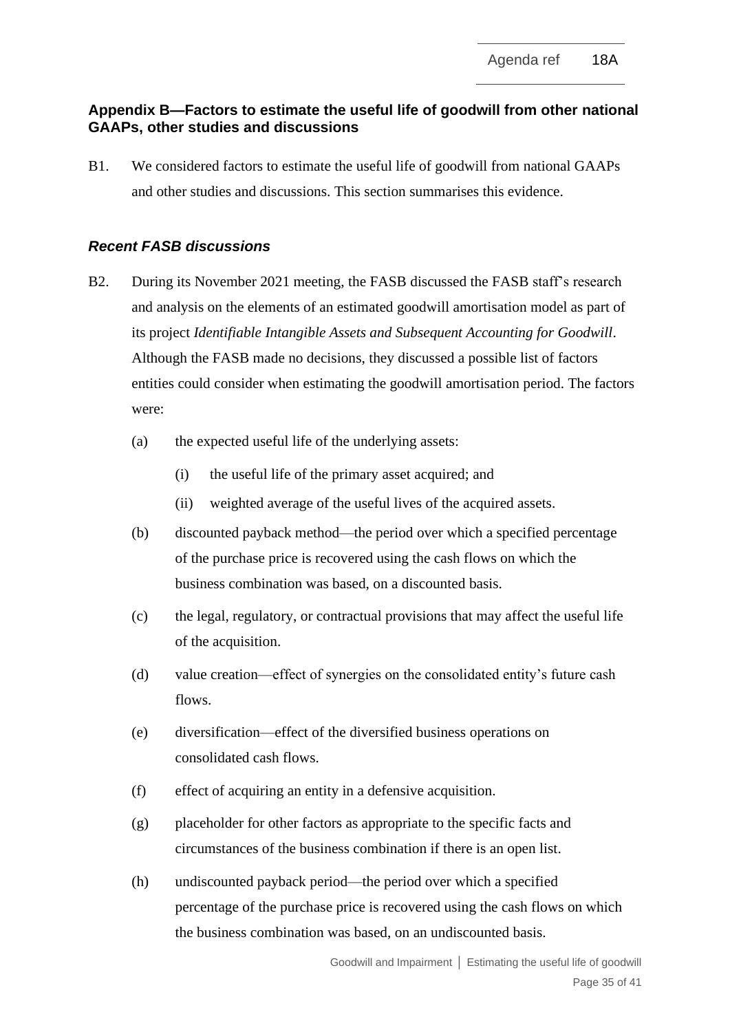## Appendix B—Factors to estimate the useful life of goodwill from other national GAAPs, other studies and discussions

B1. We considered factors to estimate the useful life of goodwill from national GAAPs and other studies and discussions. This section summarises this evidence.

### *Recent FASB discussions*

B2. During its November 2021 meeting, the FASB discussed the FASB staff's research and analysis on the elements of an estimated goodwill amortisation model as part of its project *Identifiable Intangible Assets and Subsequent Accounting for Goodwill*. Although the FASB made no decisions, they discussed a possible list of factors entities could consider when estimating the goodwill amortisation period. The factors were:

- (a) the expected useful life of the underlying assets:
  - (i) the useful life of the primary asset acquired; and
  - (ii) weighted average of the useful lives of the acquired assets.
- (b) discounted payback method—the period over which a specified percentage of the purchase price is recovered using the cash flows on which the business combination was based, on a discounted basis.
- (c) the legal, regulatory, or contractual provisions that may affect the useful life of the acquisition.
- (d) value creation—effect of synergies on the consolidated entity's future cash flows.
- (e) diversification—effect of the diversified business operations on consolidated cash flows.
- (f) effect of acquiring an entity in a defensive acquisition.
- (g) placeholder for other factors as appropriate to the specific facts and circumstances of the business combination if there is an open list.
- (h) undiscounted payback period—the period over which a specified percentage of the purchase price is recovered using the cash flows on which the business combination was based, on an undiscounted basis.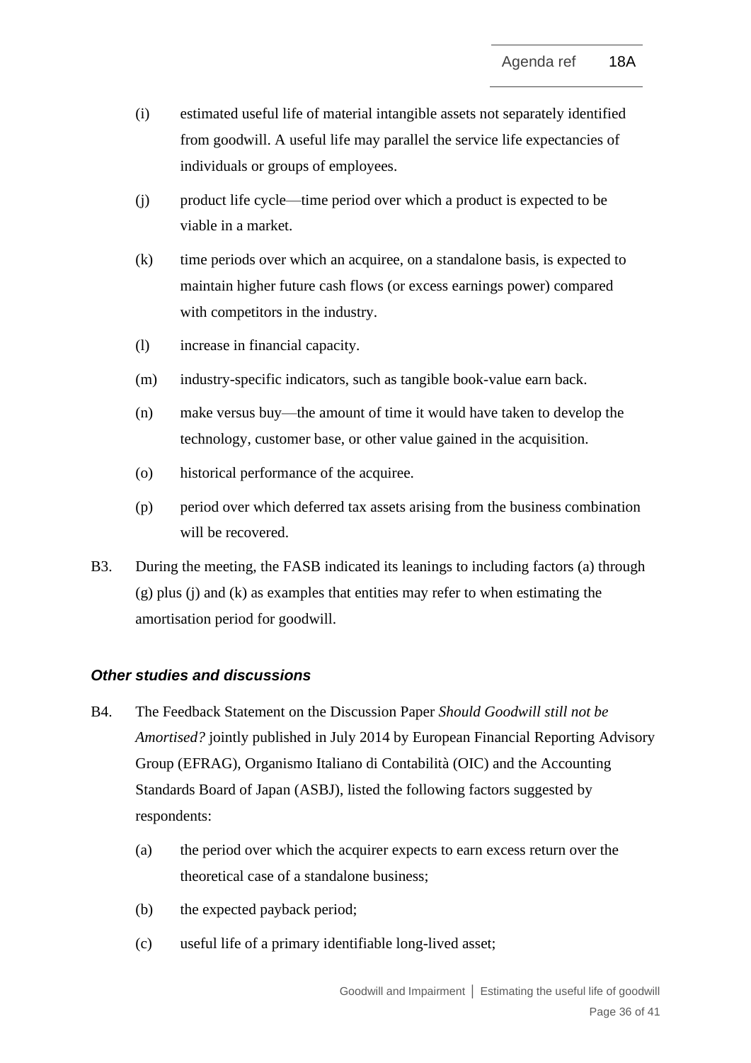(i) estimated useful life of material intangible assets not separately identified from goodwill. A useful life may parallel the service life expectancies of individuals or groups of employees.

(j) product life cycle—time period over which a product is expected to be viable in a market.

(k) time periods over which an acquiree, on a standalone basis, is expected to maintain higher future cash flows (or excess earnings power) compared with competitors in the industry.

(l) increase in financial capacity.

(m) industry-specific indicators, such as tangible book-value earn back.

(n) make versus buy—the amount of time it would have taken to develop the technology, customer base, or other value gained in the acquisition.

(o) historical performance of the acquiree.

(p) period over which deferred tax assets arising from the business combination will be recovered.

B3. During the meeting, the FASB indicated its leanings to including factors (a) through (g) plus (j) and (k) as examples that entities may refer to when estimating the amortisation period for goodwill.

### *Other studies and discussions*

B4. The Feedback Statement on the Discussion Paper *Should Goodwill still not be Amortised?* jointly published in July 2014 by European Financial Reporting Advisory Group (EFRAG), Organismo Italiano di Contabilità (OIC) and the Accounting Standards Board of Japan (ASBJ), listed the following factors suggested by respondents:

(a) the period over which the acquirer expects to earn excess return over the theoretical case of a standalone business;

(b) the expected payback period;

(c) useful life of a primary identifiable long-lived asset;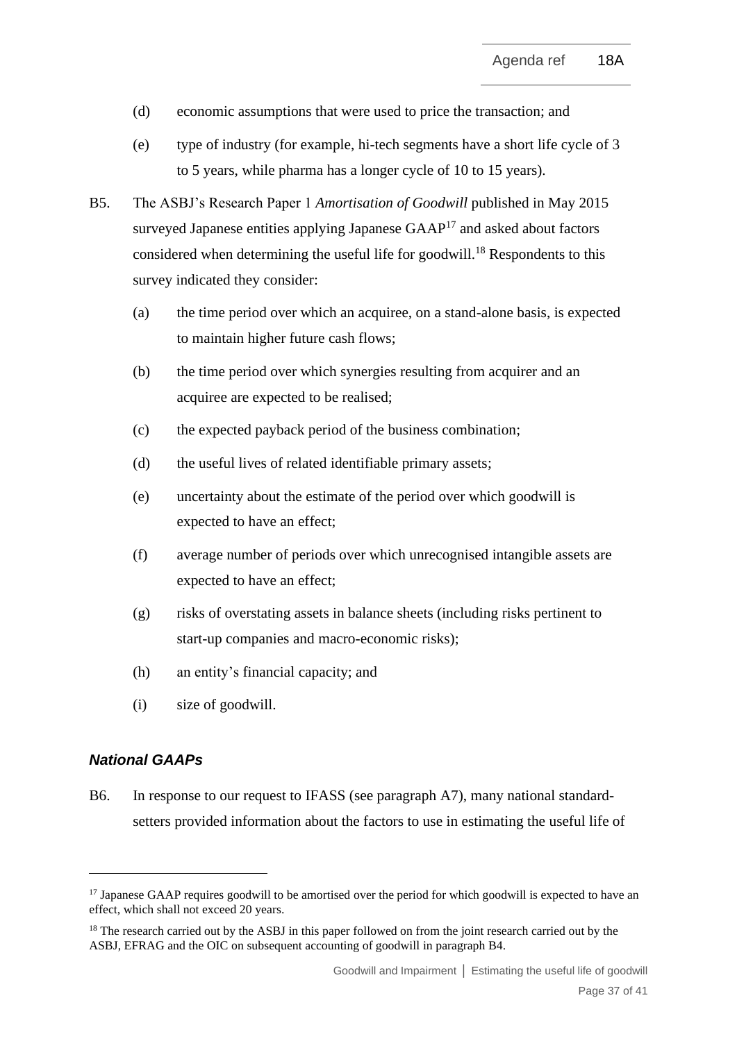(d) economic assumptions that were used to price the transaction; and

(e) type of industry (for example, hi-tech segments have a short life cycle of 3 to 5 years, while pharma has a longer cycle of 10 to 15 years).

B5. The ASBJ's Research Paper 1 *Amortisation of Goodwill* published in May 2015 surveyed Japanese entities applying Japanese GAAP[17] and asked about factors considered when determining the useful life for goodwill.[18] Respondents to this survey indicated they consider:

(a) the time period over which an acquiree, on a stand-alone basis, is expected to maintain higher future cash flows;

(b) the time period over which synergies resulting from acquirer and an acquiree are expected to be realised;

(c) the expected payback period of the business combination;

(d) the useful lives of related identifiable primary assets;

(e) uncertainty about the estimate of the period over which goodwill is expected to have an effect;

(f) average number of periods over which unrecognised intangible assets are expected to have an effect;

(g) risks of overstating assets in balance sheets (including risks pertinent to start-up companies and macro-economic risks);

(h) an entity's financial capacity; and

(i) size of goodwill.

### *National GAAPs*

B6. In response to our request to IFASS (see paragraph A7), many national standard-setters provided information about the factors to use in estimating the useful life of

---

[17] Japanese GAAP requires goodwill to be amortised over the period for which goodwill is expected to have an effect, which shall not exceed 20 years.

[18] The research carried out by the ASBJ in this paper followed on from the joint research carried out by the ASBJ, EFRAG and the OIC on subsequent accounting of goodwill in paragraph B4.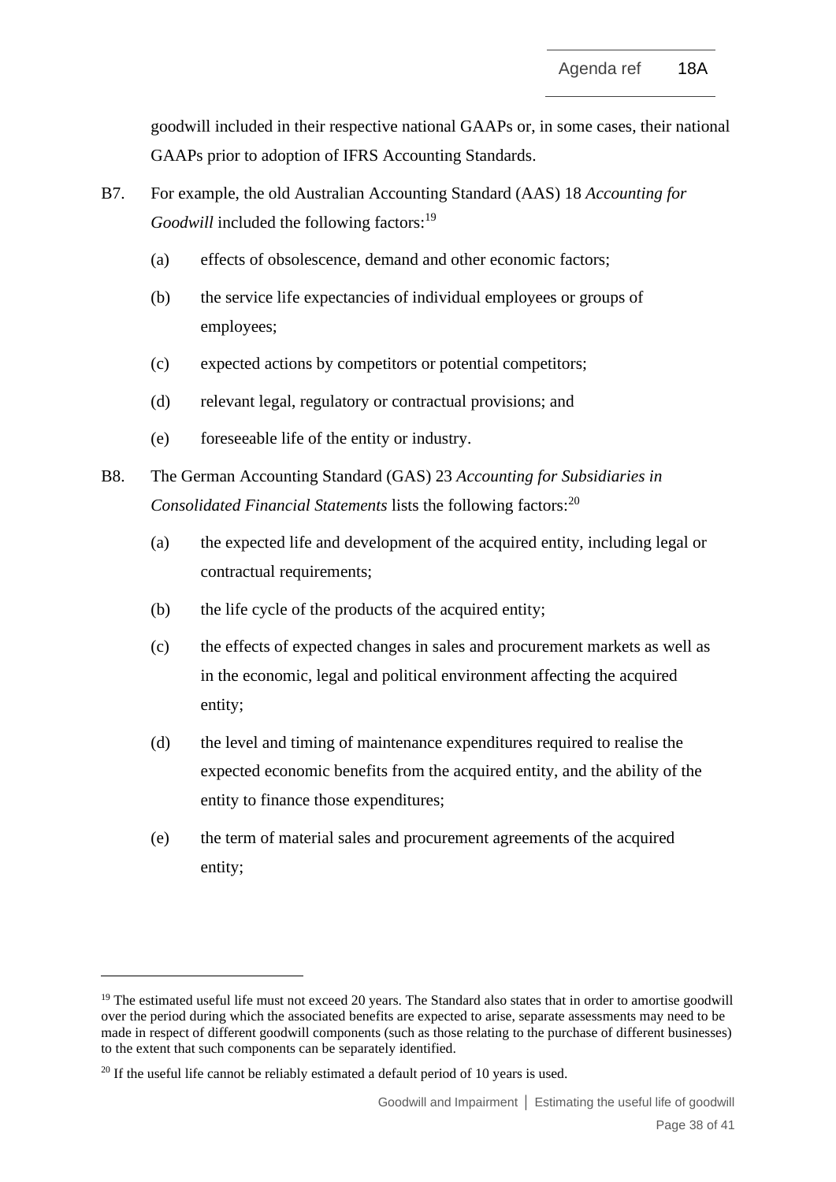goodwill included in their respective national GAAPs or, in some cases, their national GAAPs prior to adoption of IFRS Accounting Standards.

B7. For example, the old Australian Accounting Standard (AAS) 18 *Accounting for Goodwill* included the following factors:[19]

(a) effects of obsolescence, demand and other economic factors;

(b) the service life expectancies of individual employees or groups of employees;

(c) expected actions by competitors or potential competitors;

(d) relevant legal, regulatory or contractual provisions; and

(e) foreseeable life of the entity or industry.

B8. The German Accounting Standard (GAS) 23 *Accounting for Subsidiaries in Consolidated Financial Statements* lists the following factors:[20]

(a) the expected life and development of the acquired entity, including legal or contractual requirements;

(b) the life cycle of the products of the acquired entity;

(c) the effects of expected changes in sales and procurement markets as well as in the economic, legal and political environment affecting the acquired entity;

(d) the level and timing of maintenance expenditures required to realise the expected economic benefits from the acquired entity, and the ability of the entity to finance those expenditures;

(e) the term of material sales and procurement agreements of the acquired entity;

---

[19] The estimated useful life must not exceed 20 years. The Standard also states that in order to amortise goodwill over the period during which the associated benefits are expected to arise, separate assessments may need to be made in respect of different goodwill components (such as those relating to the purchase of different businesses) to the extent that such components can be separately identified.

[20] If the useful life cannot be reliably estimated a default period of 10 years is used.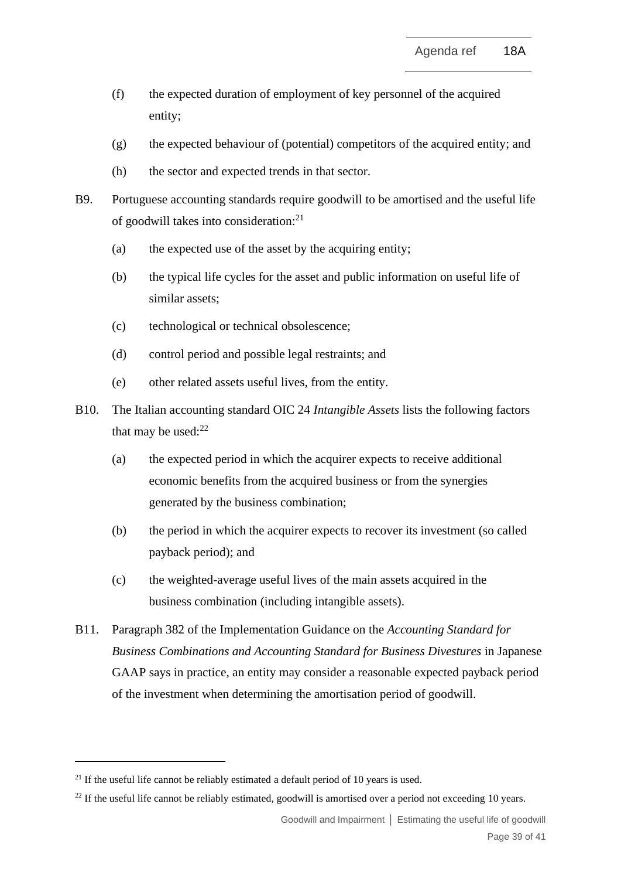(f) the expected duration of employment of key personnel of the acquired entity;

(g) the expected behaviour of (potential) competitors of the acquired entity; and

(h) the sector and expected trends in that sector.

B9. Portuguese accounting standards require goodwill to be amortised and the useful life of goodwill takes into consideration:[21]

(a) the expected use of the asset by the acquiring entity;

(b) the typical life cycles for the asset and public information on useful life of similar assets;

(c) technological or technical obsolescence;

(d) control period and possible legal restraints; and

(e) other related assets useful lives, from the entity.

B10. The Italian accounting standard OIC 24 *Intangible Assets* lists the following factors that may be used:[22]

(a) the expected period in which the acquirer expects to receive additional economic benefits from the acquired business or from the synergies generated by the business combination;

(b) the period in which the acquirer expects to recover its investment (so called payback period); and

(c) the weighted-average useful lives of the main assets acquired in the business combination (including intangible assets).

B11. Paragraph 382 of the Implementation Guidance on the *Accounting Standard for Business Combinations and Accounting Standard for Business Divestures* in Japanese GAAP says in practice, an entity may consider a reasonable expected payback period of the investment when determining the amortisation period of goodwill.

---

[21] If the useful life cannot be reliably estimated a default period of 10 years is used.

[22] If the useful life cannot be reliably estimated, goodwill is amortised over a period not exceeding 10 years.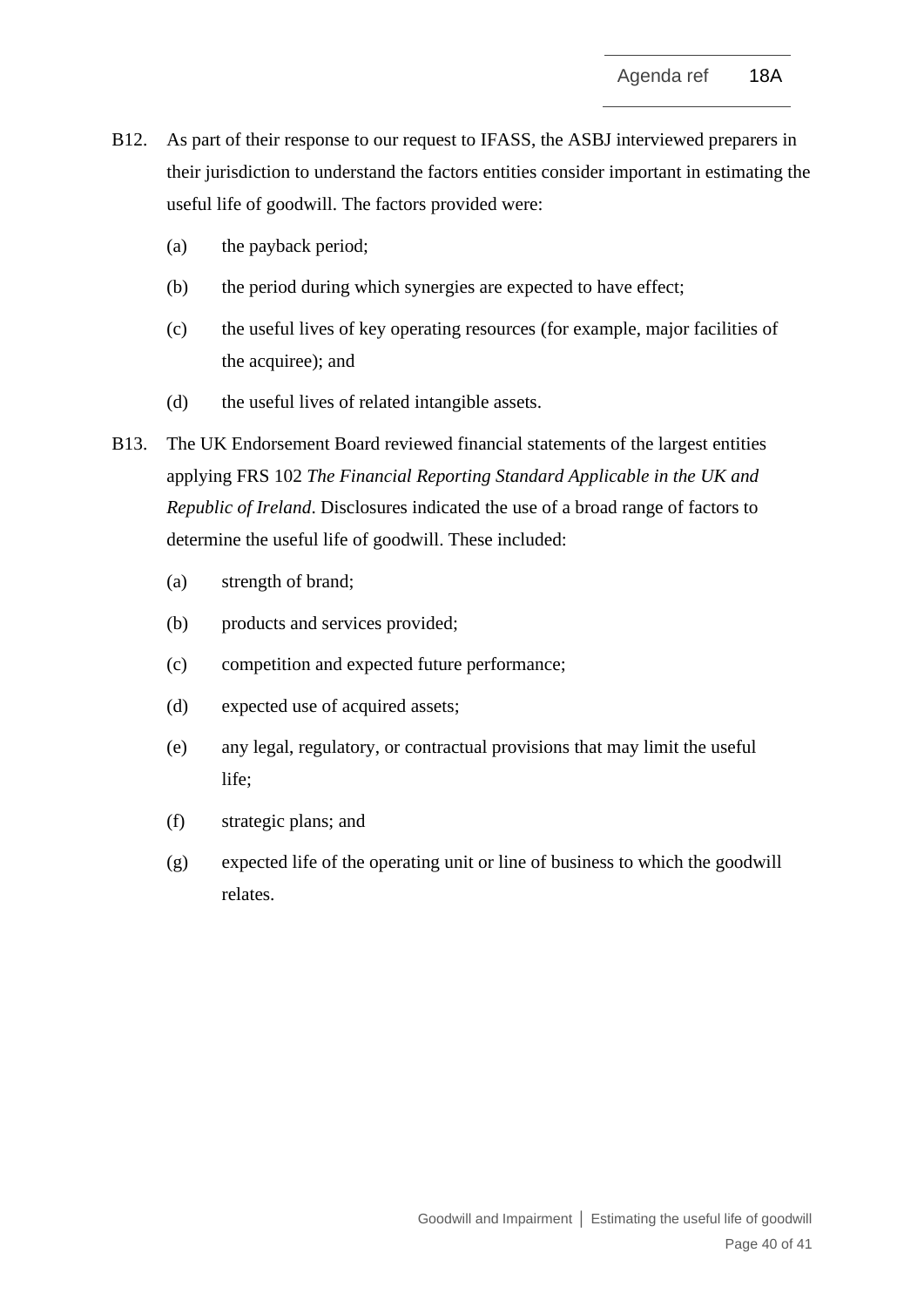B12. As part of their response to our request to IFASS, the ASBJ interviewed preparers in their jurisdiction to understand the factors entities consider important in estimating the useful life of goodwill. The factors provided were:

(a) the payback period;

(b) the period during which synergies are expected to have effect;

(c) the useful lives of key operating resources (for example, major facilities of the acquiree); and

(d) the useful lives of related intangible assets.

B13. The UK Endorsement Board reviewed financial statements of the largest entities applying FRS 102 *The Financial Reporting Standard Applicable in the UK and Republic of Ireland*. Disclosures indicated the use of a broad range of factors to determine the useful life of goodwill. These included:

(a) strength of brand;

(b) products and services provided;

(c) competition and expected future performance;

(d) expected use of acquired assets;

(e) any legal, regulatory, or contractual provisions that may limit the useful life;

(f) strategic plans; and

(g) expected life of the operating unit or line of business to which the goodwill relates.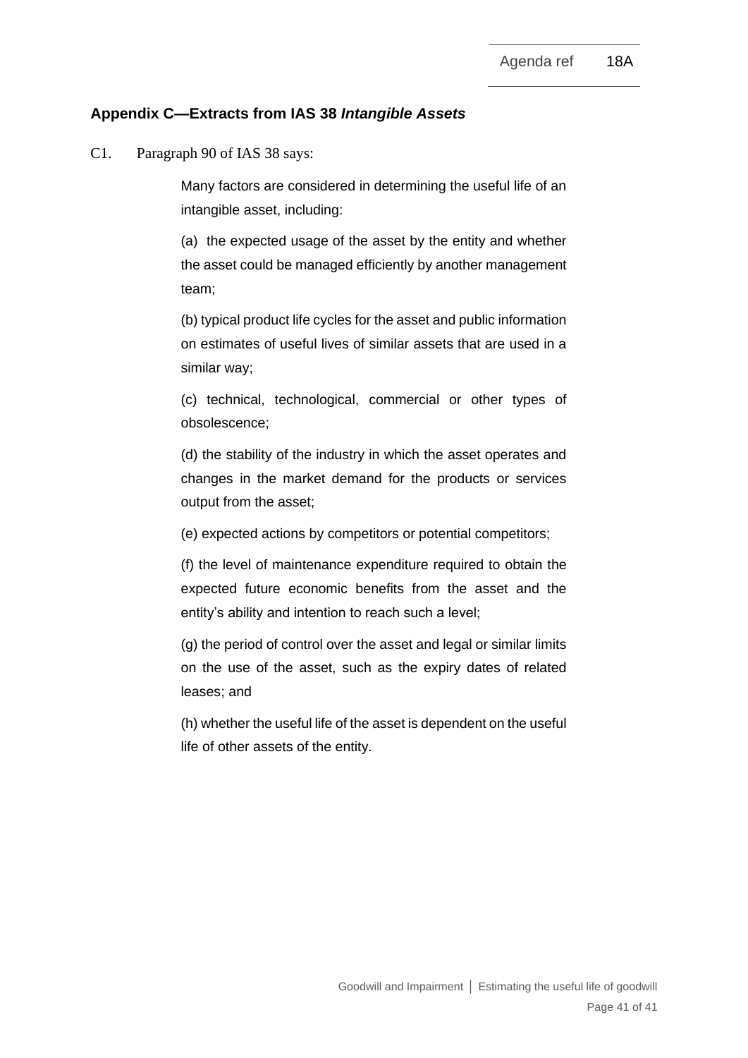## Appendix C—Extracts from IAS 38 *Intangible Assets*

C1. Paragraph 90 of IAS 38 says:

> Many factors are considered in determining the useful life of an intangible asset, including:
>
> (a) the expected usage of the asset by the entity and whether the asset could be managed efficiently by another management team;
>
> (b) typical product life cycles for the asset and public information on estimates of useful lives of similar assets that are used in a similar way;
>
> (c) technical, technological, commercial or other types of obsolescence;
>
> (d) the stability of the industry in which the asset operates and changes in the market demand for the products or services output from the asset;
>
> (e) expected actions by competitors or potential competitors;
>
> (f) the level of maintenance expenditure required to obtain the expected future economic benefits from the asset and the entity's ability and intention to reach such a level;
>
> (g) the period of control over the asset and legal or similar limits on the use of the asset, such as the expiry dates of related leases; and
>
> (h) whether the useful life of the asset is dependent on the useful life of other assets of the entity.